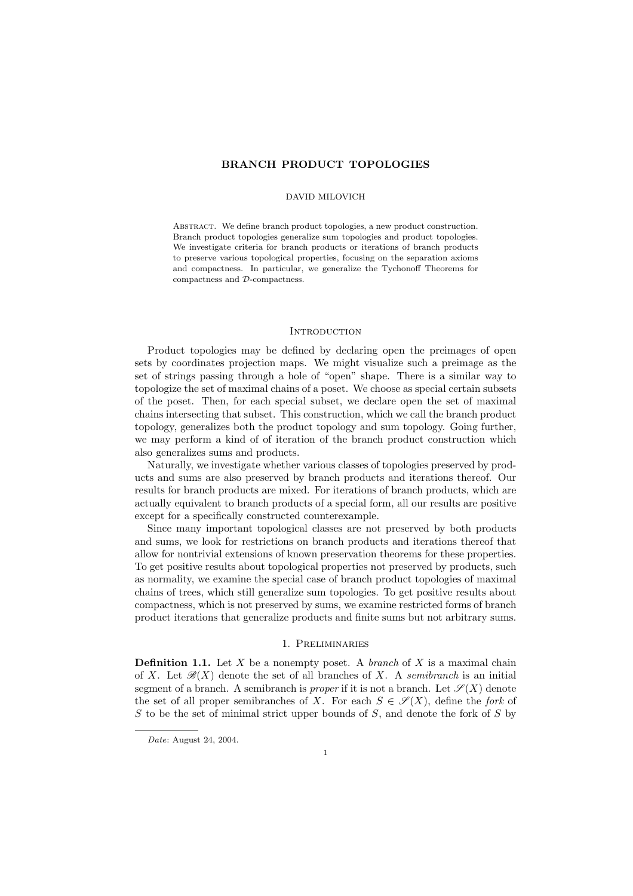# BRANCH PRODUCT TOPOLOGIES

DAVID MILOVICH

Abstract. We define branch product topologies, a new product construction. Branch product topologies generalize sum topologies and product topologies. We investigate criteria for branch products or iterations of branch products to preserve various topological properties, focusing on the separation axioms and compactness. In particular, we generalize the Tychonoff Theorems for compactness and $\mathcal{D}$-compactness.

## Introduction

Product topologies may be defined by declaring open the preimages of open sets by coordinates projection maps. We might visualize such a preimage as the set of strings passing through a hole of "open" shape. There is a similar way to topologize the set of maximal chains of a poset. We choose as special certain subsets of the poset. Then, for each special subset, we declare open the set of maximal chains intersecting that subset. This construction, which we call the branch product topology, generalizes both the product topology and sum topology. Going further, we may perform a kind of of iteration of the branch product construction which also generalizes sums and products.

Naturally, we investigate whether various classes of topologies preserved by products and sums are also preserved by branch products and iterations thereof. Our results for branch products are mixed. For iterations of branch products, which are actually equivalent to branch products of a special form, all our results are positive except for a specifically constructed counterexample.

Since many important topological classes are not preserved by both products and sums, we look for restrictions on branch products and iterations thereof that allow for nontrivial extensions of known preservation theorems for these properties. To get positive results about topological properties not preserved by products, such as normality, we examine the special case of branch product topologies of maximal chains of trees, which still generalize sum topologies. To get positive results about compactness, which is not preserved by sums, we examine restricted forms of branch product iterations that generalize products and finite sums but not arbitrary sums.

## 1. Preliminaries

**Definition 1.1.** Let $X$ be a nonempty poset. A *branch* of $X$ is a maximal chain of $X$. Let $\mathscr{B}(X)$ denote the set of all branches of $X$. A *semibranch* is an initial segment of a branch. A semibranch is *proper* if it is not a branch. Let $\mathscr{S}(X)$ denote the set of all proper semibranches of $X$. For each $S \in \mathscr{S}(X)$, define the *fork* of $S$ to be the set of minimal strict upper bounds of $S$, and denote the fork of $S$ by

Date: August 24, 2004.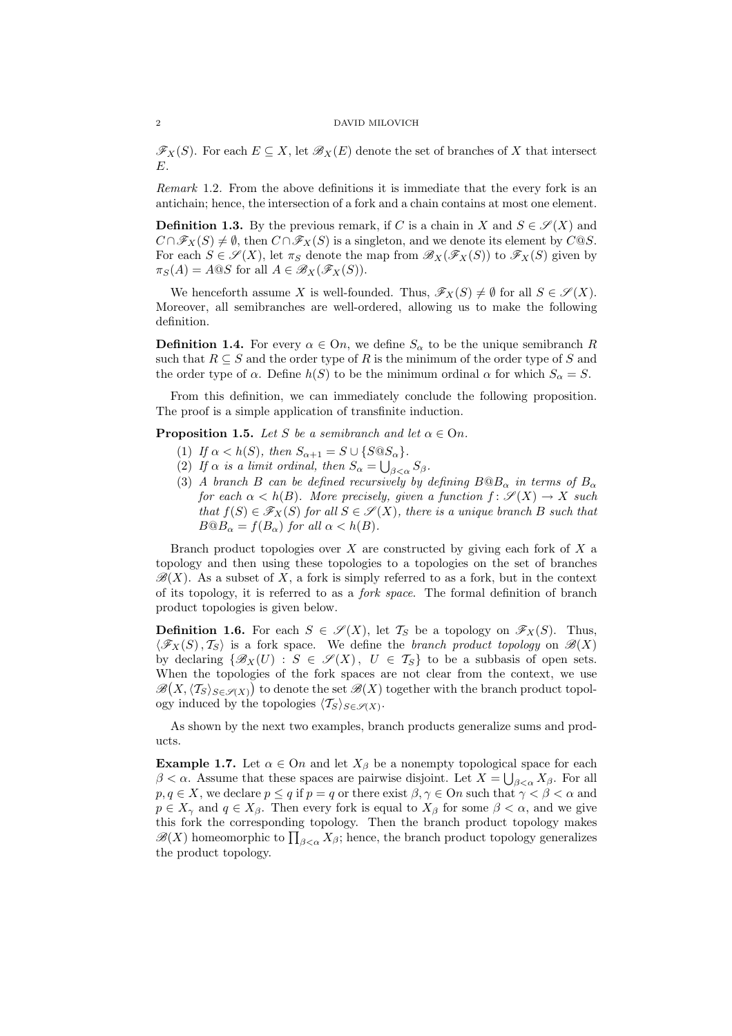$\mathscr{F}_X(S)$. For each $E \subseteq X$, let $\mathscr{B}_X(E)$ denote the set of branches of $X$ that intersect $E$.

*Remark* 1.2. From the above definitions it is immediate that the every fork is an antichain; hence, the intersection of a fork and a chain contains at most one element.

**Definition 1.3.** By the previous remark, if $C$ is a chain in $X$ and $S \in \mathscr{S}(X)$ and $C \cap \mathscr{F}_X(S) \neq \emptyset$, then $C \cap \mathscr{F}_X(S)$ is a singleton, and we denote its element by $C@S$. For each $S \in \mathscr{S}(X)$, let $\pi_S$ denote the map from $\mathscr{B}_X(\mathscr{F}_X(S))$ to $\mathscr{F}_X(S)$ given by $\pi_S(A) = A@S$ for all $A \in \mathscr{B}_X(\mathscr{F}_X(S))$.

We henceforth assume $X$ is well-founded. Thus, $\mathscr{F}_X(S) \neq \emptyset$ for all $S \in \mathscr{S}(X)$. Moreover, all semibranches are well-ordered, allowing us to make the following definition.

**Definition 1.4.** For every $\alpha \in \mathrm{O}n$, we define $S_\alpha$ to be the unique semibranch $R$ such that $R \subseteq S$ and the order type of $R$ is the minimum of the order type of $S$ and the order type of $\alpha$. Define $h(S)$ to be the minimum ordinal $\alpha$ for which $S_\alpha = S$.

From this definition, we can immediately conclude the following proposition. The proof is a simple application of transfinite induction.

**Proposition 1.5.** *Let $S$ be a semibranch and let $\alpha \in \mathrm{O}n$.*

1. *If $\alpha < h(S)$, then $S_{\alpha+1} = S \cup \{S@S_\alpha\}$.*
2. *If $\alpha$ is a limit ordinal, then $S_\alpha = \bigcup_{\beta<\alpha} S_\beta$.*
3. *A branch $B$ can be defined recursively by defining $B@B_\alpha$ in terms of $B_\alpha$ for each $\alpha < h(B)$. More precisely, given a function $f \colon \mathscr{S}(X) \to X$ such that $f(S) \in \mathscr{F}_X(S)$ for all $S \in \mathscr{S}(X)$, there is a unique branch $B$ such that $B@B_\alpha = f(B_\alpha)$ for all $\alpha < h(B)$.*

Branch product topologies over $X$ are constructed by giving each fork of $X$ a topology and then using these topologies to a topologies on the set of branches $\mathscr{B}(X)$. As a subset of $X$, a fork is simply referred to as a fork, but in the context of its topology, it is referred to as a *fork space*. The formal definition of branch product topologies is given below.

**Definition 1.6.** For each $S \in \mathscr{S}(X)$, let $\mathcal{T}_S$ be a topology on $\mathscr{F}_X(S)$. Thus, $\langle \mathscr{F}_X(S), \mathcal{T}_S \rangle$ is a fork space. We define the *branch product topology* on $\mathscr{B}(X)$ by declaring $\{\mathscr{B}_X(U) : S \in \mathscr{S}(X),\ U \in \mathcal{T}_S\}$ to be a subbasis of open sets. When the topologies of the fork spaces are not clear from the context, we use $\mathscr{B}\big(X, \langle \mathcal{T}_S \rangle_{S \in \mathscr{S}(X)}\big)$ to denote the set $\mathscr{B}(X)$ together with the branch product topology induced by the topologies $\langle \mathcal{T}_S \rangle_{S \in \mathscr{S}(X)}$.

As shown by the next two examples, branch products generalize sums and products.

**Example 1.7.** Let $\alpha \in \mathrm{O}n$ and let $X_\beta$ be a nonempty topological space for each $\beta < \alpha$. Assume that these spaces are pairwise disjoint. Let $X = \bigcup_{\beta<\alpha} X_\beta$. For all $p, q \in X$, we declare $p \leq q$ if $p = q$ or there exist $\beta, \gamma \in \mathrm{O}n$ such that $\gamma < \beta < \alpha$ and $p \in X_\gamma$ and $q \in X_\beta$. Then every fork is equal to $X_\beta$ for some $\beta < \alpha$, and we give this fork the corresponding topology. Then the branch product topology makes $\mathscr{B}(X)$ homeomorphic to $\prod_{\beta<\alpha} X_\beta$; hence, the branch product topology generalizes the product topology.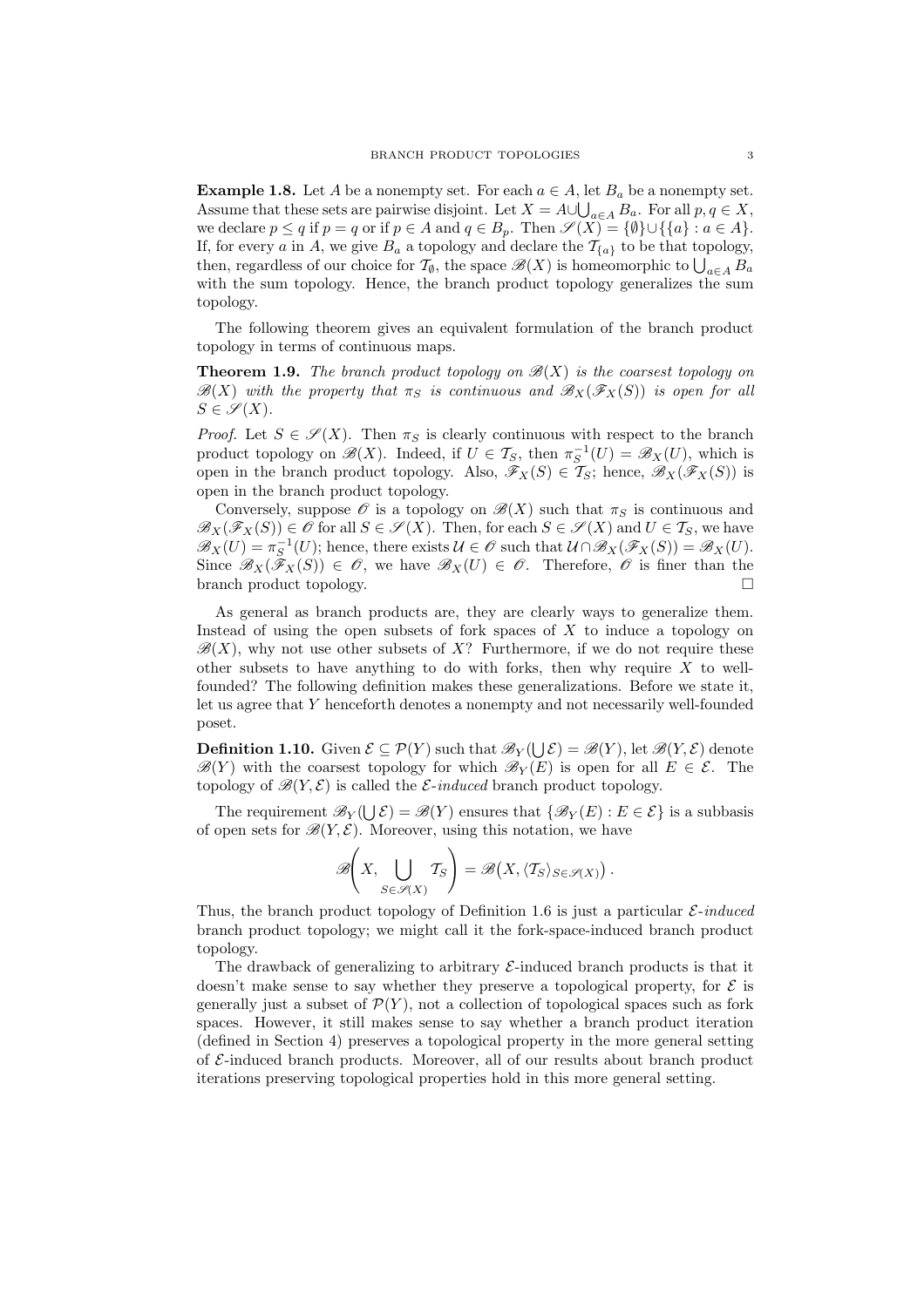**Example 1.8.** Let $A$ be a nonempty set. For each $a \in A$, let $B_a$ be a nonempty set. Assume that these sets are pairwise disjoint. Let $X = A \cup \bigcup_{a \in A} B_a$. For all $p, q \in X$, we declare $p \leq q$ if $p = q$ or if $p \in A$ and $q \in B_p$. Then $\mathscr{S}(X) = \{\emptyset\} \cup \{\{a\} : a \in A\}$. If, for every $a$ in $A$, we give $B_a$ a topology and declare the $\mathcal{T}_{\{a\}}$ to be that topology, then, regardless of our choice for $\mathcal{T}_\emptyset$, the space $\mathscr{B}(X)$ is homeomorphic to $\bigcup_{a \in A} B_a$ with the sum topology. Hence, the branch product topology generalizes the sum topology.

The following theorem gives an equivalent formulation of the branch product topology in terms of continuous maps.

**Theorem 1.9.** *The branch product topology on $\mathscr{B}(X)$ is the coarsest topology on $\mathscr{B}(X)$ with the property that $\pi_S$ is continuous and $\mathscr{B}_X(\mathscr{F}_X(S))$ is open for all $S \in \mathscr{S}(X)$.*

*Proof.* Let $S \in \mathscr{S}(X)$. Then $\pi_S$ is clearly continuous with respect to the branch product topology on $\mathscr{B}(X)$. Indeed, if $U \in \mathcal{T}_S$, then $\pi_S^{-1}(U) = \mathscr{B}_X(U)$, which is open in the branch product topology. Also, $\mathscr{F}_X(S) \in \mathcal{T}_S$; hence, $\mathscr{B}_X(\mathscr{F}_X(S))$ is open in the branch product topology.

Conversely, suppose $\mathscr{O}$ is a topology on $\mathscr{B}(X)$ such that $\pi_S$ is continuous and $\mathscr{B}_X(\mathscr{F}_X(S)) \in \mathscr{O}$ for all $S \in \mathscr{S}(X)$. Then, for each $S \in \mathscr{S}(X)$ and $U \in \mathcal{T}_S$, we have $\mathscr{B}_X(U) = \pi_S^{-1}(U)$; hence, there exists $\mathcal{U} \in \mathscr{O}$ such that $\mathcal{U} \cap \mathscr{B}_X(\mathscr{F}_X(S)) = \mathscr{B}_X(U)$. Since $\mathscr{B}_X(\mathscr{F}_X(S)) \in \mathscr{O}$, we have $\mathscr{B}_X(U) \in \mathscr{O}$. Therefore, $\mathscr{O}$ is finer than the branch product topology. $\square$

As general as branch products are, they are clearly ways to generalize them. Instead of using the open subsets of fork spaces of $X$ to induce a topology on $\mathscr{B}(X)$, why not use other subsets of $X$? Furthermore, if we do not require these other subsets to have anything to do with forks, then why require $X$ to well-founded? The following definition makes these generalizations. Before we state it, let us agree that $Y$ henceforth denotes a nonempty and not necessarily well-founded poset.

**Definition 1.10.** Given $\mathcal{E} \subseteq \mathcal{P}(Y)$ such that $\mathscr{B}_Y(\bigcup \mathcal{E}) = \mathscr{B}(Y)$, let $\mathscr{B}(Y, \mathcal{E})$ denote $\mathscr{B}(Y)$ with the coarsest topology for which $\mathscr{B}_Y(E)$ is open for all $E \in \mathcal{E}$. The topology of $\mathscr{B}(Y, \mathcal{E})$ is called the $\mathcal{E}$*-induced* branch product topology.

The requirement $\mathscr{B}_Y(\bigcup \mathcal{E}) = \mathscr{B}(Y)$ ensures that $\{\mathscr{B}_Y(E) : E \in \mathcal{E}\}$ is a subbasis of open sets for $\mathscr{B}(Y, \mathcal{E})$. Moreover, using this notation, we have

$$\mathscr{B}\left(X, \bigcup_{S \in \mathscr{S}(X)} \mathcal{T}_S\right) = \mathscr{B}\big(X, \langle \mathcal{T}_S \rangle_{S \in \mathscr{S}(X)}\big) .$$

Thus, the branch product topology of Definition 1.6 is just a particular $\mathcal{E}$*-induced* branch product topology; we might call it the fork-space-induced branch product topology.

The drawback of generalizing to arbitrary $\mathcal{E}$-induced branch products is that it doesn't make sense to say whether they preserve a topological property, for $\mathcal{E}$ is generally just a subset of $\mathcal{P}(Y)$, not a collection of topological spaces such as fork spaces. However, it still makes sense to say whether a branch product iteration (defined in Section 4) preserves a topological property in the more general setting of $\mathcal{E}$-induced branch products. Moreover, all of our results about branch product iterations preserving topological properties hold in this more general setting.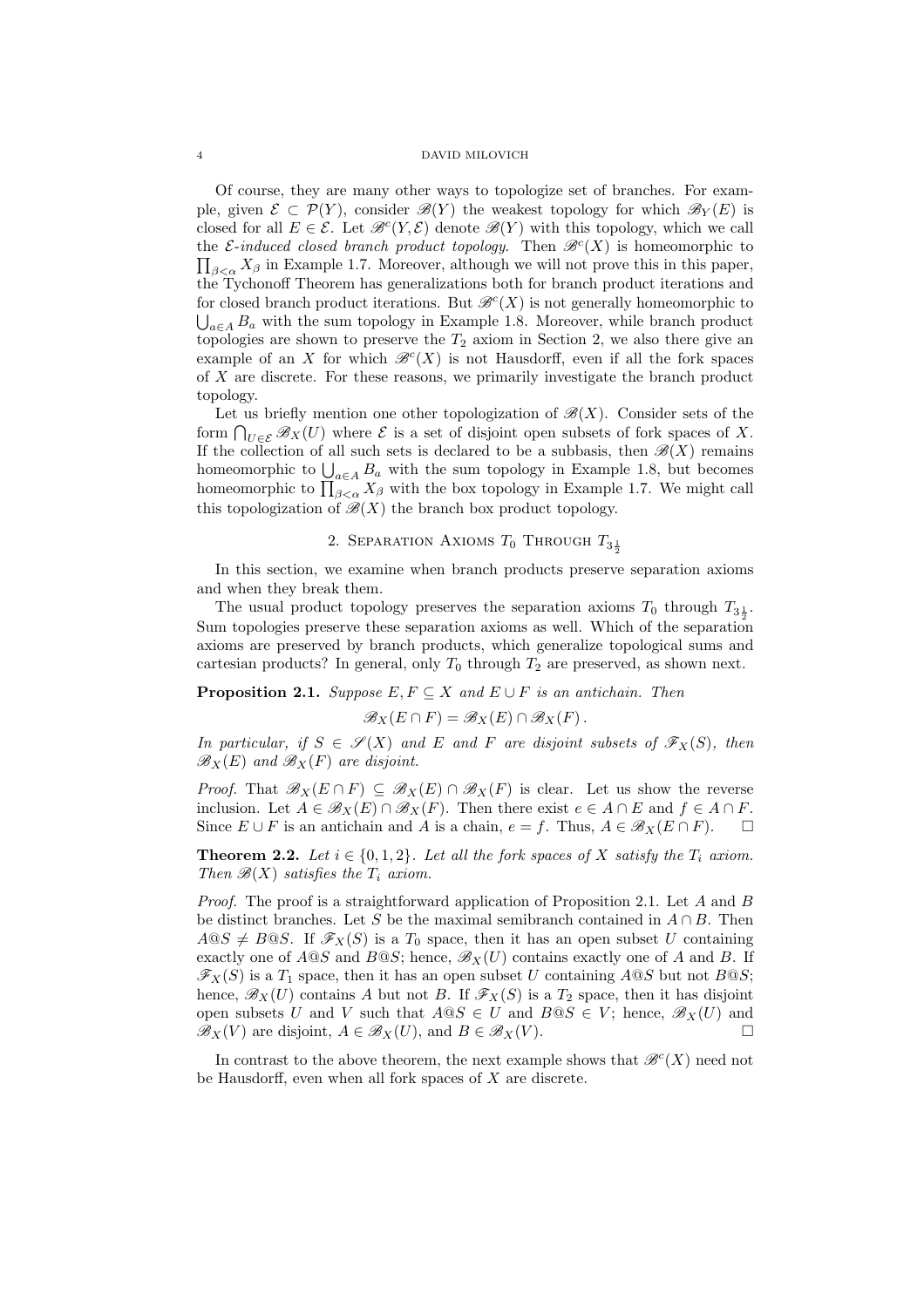Of course, they are many other ways to topologize set of branches. For example, given $\mathcal{E} \subset \mathcal{P}(Y)$, consider $\mathscr{B}(Y)$ the weakest topology for which $\mathscr{B}_Y(E)$ is closed for all $E \in \mathcal{E}$. Let $\mathscr{B}^c(Y, \mathcal{E})$ denote $\mathscr{B}(Y)$ with this topology, which we call the *$\mathcal{E}$-induced closed branch product topology.* Then $\mathscr{B}^c(X)$ is homeomorphic to $\prod_{\beta<\alpha} X_\beta$ in Example 1.7. Moreover, although we will not prove this in this paper, the Tychonoff Theorem has generalizations both for branch product iterations and for closed branch product iterations. But $\mathscr{B}^c(X)$ is not generally homeomorphic to $\bigcup_{a\in A} B_a$ with the sum topology in Example 1.8. Moreover, while branch product topologies are shown to preserve the $T_2$ axiom in Section 2, we also there give an example of an $X$ for which $\mathscr{B}^c(X)$ is not Hausdorff, even if all the fork spaces of $X$ are discrete. For these reasons, we primarily investigate the branch product topology.

Let us briefly mention one other topologization of $\mathscr{B}(X)$. Consider sets of the form $\bigcap_{U\in\mathcal{E}} \mathscr{B}_X(U)$ where $\mathcal{E}$ is a set of disjoint open subsets of fork spaces of $X$. If the collection of all such sets is declared to be a subbasis, then $\mathscr{B}(X)$ remains homeomorphic to $\bigcup_{a\in A} B_a$ with the sum topology in Example 1.8, but becomes homeomorphic to $\prod_{\beta<\alpha} X_\beta$ with the box topology in Example 1.7. We might call this topologization of $\mathscr{B}(X)$ the branch box product topology.

## 2. Separation Axioms $T_0$ Through $T_{3\frac{1}{2}}$

In this section, we examine when branch products preserve separation axioms and when they break them.

The usual product topology preserves the separation axioms $T_0$ through $T_{3\frac{1}{2}}$. Sum topologies preserve these separation axioms as well. Which of the separation axioms are preserved by branch products, which generalize topological sums and cartesian products? In general, only $T_0$ through $T_2$ are preserved, as shown next.

**Proposition 2.1.** *Suppose $E, F \subseteq X$ and $E \cup F$ is an antichain. Then*

$$\mathscr{B}_X(E \cap F) = \mathscr{B}_X(E) \cap \mathscr{B}_X(F)\,.$$

*In particular, if $S \in \mathscr{S}(X)$ and $E$ and $F$ are disjoint subsets of $\mathscr{F}_X(S)$, then $\mathscr{B}_X(E)$ and $\mathscr{B}_X(F)$ are disjoint.*

*Proof.* That $\mathscr{B}_X(E \cap F) \subseteq \mathscr{B}_X(E) \cap \mathscr{B}_X(F)$ is clear. Let us show the reverse inclusion. Let $A \in \mathscr{B}_X(E) \cap \mathscr{B}_X(F)$. Then there exist $e \in A \cap E$ and $f \in A \cap F$. Since $E \cup F$ is an antichain and $A$ is a chain, $e = f$. Thus, $A \in \mathscr{B}_X(E \cap F)$. □

**Theorem 2.2.** *Let $i \in \{0, 1, 2\}$. Let all the fork spaces of $X$ satisfy the $T_i$ axiom. Then $\mathscr{B}(X)$ satisfies the $T_i$ axiom.*

*Proof.* The proof is a straightforward application of Proposition 2.1. Let $A$ and $B$ be distinct branches. Let $S$ be the maximal semibranch contained in $A \cap B$. Then $A@S \neq B@S$. If $\mathscr{F}_X(S)$ is a $T_0$ space, then it has an open subset $U$ containing exactly one of $A@S$ and $B@S$; hence, $\mathscr{B}_X(U)$ contains exactly one of $A$ and $B$. If $\mathscr{F}_X(S)$ is a $T_1$ space, then it has an open subset $U$ containing $A@S$ but not $B@S$; hence, $\mathscr{B}_X(U)$ contains $A$ but not $B$. If $\mathscr{F}_X(S)$ is a $T_2$ space, then it has disjoint open subsets $U$ and $V$ such that $A@S \in U$ and $B@S \in V$; hence, $\mathscr{B}_X(U)$ and $\mathscr{B}_X(V)$ are disjoint, $A \in \mathscr{B}_X(U)$, and $B \in \mathscr{B}_X(V)$. □

In contrast to the above theorem, the next example shows that $\mathscr{B}^c(X)$ need not be Hausdorff, even when all fork spaces of $X$ are discrete.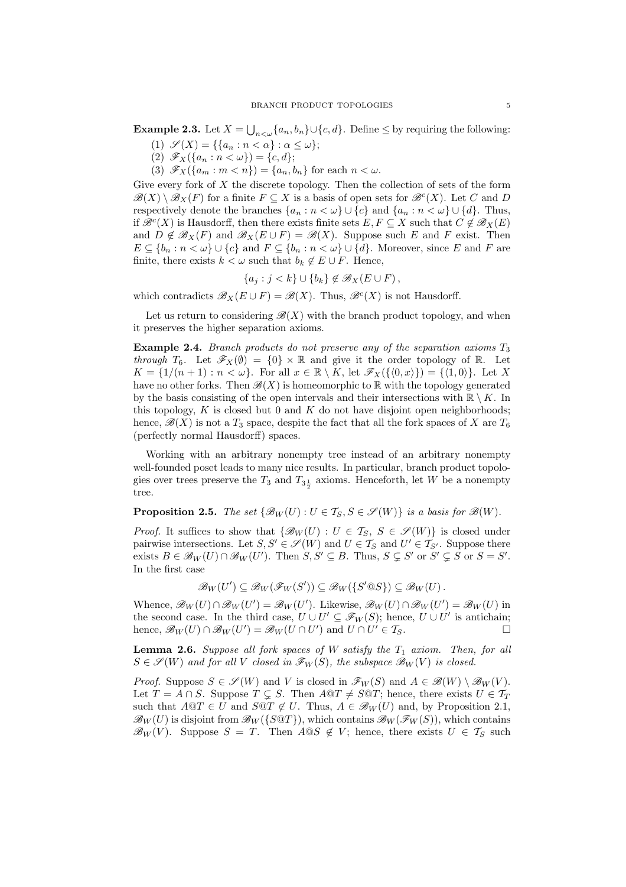**Example 2.3.** Let $X = \bigcup_{n<\omega}\{a_n, b_n\} \cup \{c, d\}$. Define $\leq$ by requiring the following:

1. $\mathscr{S}(X) = \{\{a_n : n < \alpha\} : \alpha \leq \omega\}$;
2. $\mathscr{F}_X(\{a_n : n < \omega\}) = \{c, d\}$;
3. $\mathscr{F}_X(\{a_m : m < n\}) = \{a_n, b_n\}$ for each $n < \omega$.

Give every fork of $X$ the discrete topology. Then the collection of sets of the form $\mathscr{B}(X) \setminus \mathscr{B}_X(F)$ for a finite $F \subseteq X$ is a basis of open sets for $\mathscr{B}^c(X)$. Let $C$ and $D$ respectively denote the branches $\{a_n : n < \omega\} \cup \{c\}$ and $\{a_n : n < \omega\} \cup \{d\}$. Thus, if $\mathscr{B}^c(X)$ is Hausdorff, then there exists finite sets $E, F \subseteq X$ such that $C \notin \mathscr{B}_X(E)$ and $D \notin \mathscr{B}_X(F)$ and $\mathscr{B}_X(E \cup F) = \mathscr{B}(X)$. Suppose such $E$ and $F$ exist. Then $E \subseteq \{b_n : n < \omega\} \cup \{c\}$ and $F \subseteq \{b_n : n < \omega\} \cup \{d\}$. Moreover, since $E$ and $F$ are finite, there exists $k < \omega$ such that $b_k \notin E \cup F$. Hence,

$$\{a_j : j < k\} \cup \{b_k\} \notin \mathscr{B}_X(E \cup F)\,,$$

which contradicts $\mathscr{B}_X(E \cup F) = \mathscr{B}(X)$. Thus, $\mathscr{B}^c(X)$ is not Hausdorff.

Let us return to considering $\mathscr{B}(X)$ with the branch product topology, and when it preserves the higher separation axioms.

**Example 2.4.** *Branch products do not preserve any of the separation axioms $T_3$ through $T_6$.* Let $\mathscr{F}_X(\emptyset) = \{0\} \times \mathbb{R}$ and give it the order topology of $\mathbb{R}$. Let $K = \{1/(n+1) : n < \omega\}$. For all $x \in \mathbb{R} \setminus K$, let $\mathscr{F}_X(\{\langle 0, x\rangle\}) = \{\langle 1, 0\rangle\}$. Let $X$ have no other forks. Then $\mathscr{B}(X)$ is homeomorphic to $\mathbb{R}$ with the topology generated by the basis consisting of the open intervals and their intersections with $\mathbb{R} \setminus K$. In this topology, $K$ is closed but $0$ and $K$ do not have disjoint open neighborhoods; hence, $\mathscr{B}(X)$ is not a $T_3$ space, despite the fact that all the fork spaces of $X$ are $T_6$ (perfectly normal Hausdorff) spaces.

Working with an arbitrary nonempty tree instead of an arbitrary nonempty well-founded poset leads to many nice results. In particular, branch product topologies over trees preserve the $T_3$ and $T_{3\frac{1}{2}}$ axioms. Henceforth, let $W$ be a nonempty tree.

**Proposition 2.5.** *The set $\{\mathscr{B}_W(U) : U \in \mathcal{T}_S, S \in \mathscr{S}(W)\}$ is a basis for $\mathscr{B}(W)$.*

*Proof.* It suffices to show that $\{\mathscr{B}_W(U) : U \in \mathcal{T}_S,\ S \in \mathscr{S}(W)\}$ is closed under pairwise intersections. Let $S, S' \in \mathscr{S}(W)$ and $U \in \mathcal{T}_S$ and $U' \in \mathcal{T}_{S'}$. Suppose there exists $B \in \mathscr{B}_W(U) \cap \mathscr{B}_W(U')$. Then $S, S' \subseteq B$. Thus, $S \subsetneq S'$ or $S' \subsetneq S$ or $S = S'$. In the first case

$$\mathscr{B}_W(U') \subseteq \mathscr{B}_W(\mathscr{F}_W(S')) \subseteq \mathscr{B}_W(\{S'@S\}) \subseteq \mathscr{B}_W(U)\,.$$

Whence, $\mathscr{B}_W(U) \cap \mathscr{B}_W(U') = \mathscr{B}_W(U')$. Likewise, $\mathscr{B}_W(U) \cap \mathscr{B}_W(U') = \mathscr{B}_W(U)$ in the second case. In the third case, $U \cup U' \subseteq \mathscr{F}_W(S)$; hence, $U \cup U'$ is antichain; hence, $\mathscr{B}_W(U) \cap \mathscr{B}_W(U') = \mathscr{B}_W(U \cap U')$ and $U \cap U' \in \mathcal{T}_S$. $\square$

**Lemma 2.6.** *Suppose all fork spaces of $W$ satisfy the $T_1$ axiom. Then, for all $S \in \mathscr{S}(W)$ and for all $V$ closed in $\mathscr{F}_W(S)$, the subspace $\mathscr{B}_W(V)$ is closed.*

*Proof.* Suppose $S \in \mathscr{S}(W)$ and $V$ is closed in $\mathscr{F}_W(S)$ and $A \in \mathscr{B}(W) \setminus \mathscr{B}_W(V)$. Let $T = A \cap S$. Suppose $T \subsetneq S$. Then $A@T \neq S@T$; hence, there exists $U \in \mathcal{T}_T$ such that $A@T \in U$ and $S@T \notin U$. Thus, $A \in \mathscr{B}_W(U)$ and, by Proposition 2.1, $\mathscr{B}_W(U)$ is disjoint from $\mathscr{B}_W(\{S@T\})$, which contains $\mathscr{B}_W(\mathscr{F}_W(S))$, which contains $\mathscr{B}_W(V)$. Suppose $S = T$. Then $A@S \notin V$; hence, there exists $U \in \mathcal{T}_S$ such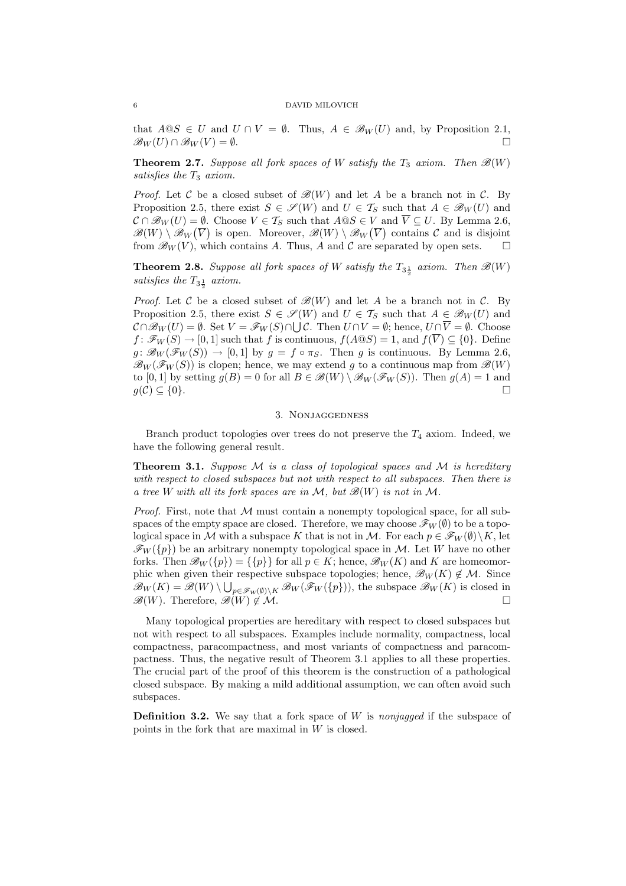that $A@S \in U$ and $U \cap V = \emptyset$. Thus, $A \in \mathscr{B}_W(U)$ and, by Proposition 2.1, $\mathscr{B}_W(U) \cap \mathscr{B}_W(V) = \emptyset$. □

**Theorem 2.7.** *Suppose all fork spaces of $W$ satisfy the $T_3$ axiom. Then $\mathscr{B}(W)$ satisfies the $T_3$ axiom.*

*Proof.* Let $\mathcal{C}$ be a closed subset of $\mathscr{B}(W)$ and let $A$ be a branch not in $\mathcal{C}$. By Proposition 2.5, there exist $S \in \mathscr{S}(W)$ and $U \in \mathcal{T}_S$ such that $A \in \mathscr{B}_W(U)$ and $\mathcal{C} \cap \mathscr{B}_W(U) = \emptyset$. Choose $V \in \mathcal{T}_S$ such that $A@S \in V$ and $\overline{V} \subseteq U$. By Lemma 2.6, $\mathscr{B}(W) \setminus \mathscr{B}_W(\overline{V})$ is open. Moreover, $\mathscr{B}(W) \setminus \mathscr{B}_W(\overline{V})$ contains $\mathcal{C}$ and is disjoint from $\mathscr{B}_W(V)$, which contains $A$. Thus, $A$ and $\mathcal{C}$ are separated by open sets. □

**Theorem 2.8.** *Suppose all fork spaces of $W$ satisfy the $T_{3\frac{1}{2}}$ axiom. Then $\mathscr{B}(W)$ satisfies the $T_{3\frac{1}{2}}$ axiom.*

*Proof.* Let $\mathcal{C}$ be a closed subset of $\mathscr{B}(W)$ and let $A$ be a branch not in $\mathcal{C}$. By Proposition 2.5, there exist $S \in \mathscr{S}(W)$ and $U \in \mathcal{T}_S$ such that $A \in \mathscr{B}_W(U)$ and $\mathcal{C} \cap \mathscr{B}_W(U) = \emptyset$. Set $V = \mathscr{F}_W(S) \cap \bigcup \mathcal{C}$. Then $U \cap V = \emptyset$; hence, $U \cap \overline{V} = \emptyset$. Choose $f\colon \mathscr{F}_W(S) \to [0,1]$ such that $f$ is continuous, $f(A@S) = 1$, and $f(\overline{V}) \subseteq \{0\}$. Define $g\colon \mathscr{B}_W(\mathscr{F}_W(S)) \to [0,1]$ by $g = f \circ \pi_S$. Then $g$ is continuous. By Lemma 2.6, $\mathscr{B}_W(\mathscr{F}_W(S))$ is clopen; hence, we may extend $g$ to a continuous map from $\mathscr{B}(W)$ to $[0,1]$ by setting $g(B) = 0$ for all $B \in \mathscr{B}(W) \setminus \mathscr{B}_W(\mathscr{F}_W(S))$. Then $g(A) = 1$ and $g(\mathcal{C}) \subseteq \{0\}$. □

## 3. Nonjaggedness

Branch product topologies over trees do not preserve the $T_4$ axiom. Indeed, we have the following general result.

**Theorem 3.1.** *Suppose $\mathcal{M}$ is a class of topological spaces and $\mathcal{M}$ is hereditary with respect to closed subspaces but not with respect to all subspaces. Then there is a tree $W$ with all its fork spaces are in $\mathcal{M}$, but $\mathscr{B}(W)$ is not in $\mathcal{M}$.*

*Proof.* First, note that $\mathcal{M}$ must contain a nonempty topological space, for all subspaces of the empty space are closed. Therefore, we may choose $\mathscr{F}_W(\emptyset)$ to be a topological space in $\mathcal{M}$ with a subspace $K$ that is not in $\mathcal{M}$. For each $p \in \mathscr{F}_W(\emptyset) \setminus K$, let $\mathscr{F}_W(\{p\})$ be an arbitrary nonempty topological space in $\mathcal{M}$. Let $W$ have no other forks. Then $\mathscr{B}_W(\{p\}) = \{\{p\}\}$ for all $p \in K$; hence, $\mathscr{B}_W(K)$ and $K$ are homeomorphic when given their respective subspace topologies; hence, $\mathscr{B}_W(K) \notin \mathcal{M}$. Since $\mathscr{B}_W(K) = \mathscr{B}(W) \setminus \bigcup_{p \in \mathscr{F}_W(\emptyset) \setminus K} \mathscr{B}_W(\mathscr{F}_W(\{p\}))$, the subspace $\mathscr{B}_W(K)$ is closed in $\mathscr{B}(W)$. Therefore, $\mathscr{B}(W) \notin \mathcal{M}$. □

Many topological properties are hereditary with respect to closed subspaces but not with respect to all subspaces. Examples include normality, compactness, local compactness, paracompactness, and most variants of compactness and paracompactness. Thus, the negative result of Theorem 3.1 applies to all these properties. The crucial part of the proof of this theorem is the construction of a pathological closed subspace. By making a mild additional assumption, we can often avoid such subspaces.

**Definition 3.2.** We say that a fork space of $W$ is *nonjagged* if the subspace of points in the fork that are maximal in $W$ is closed.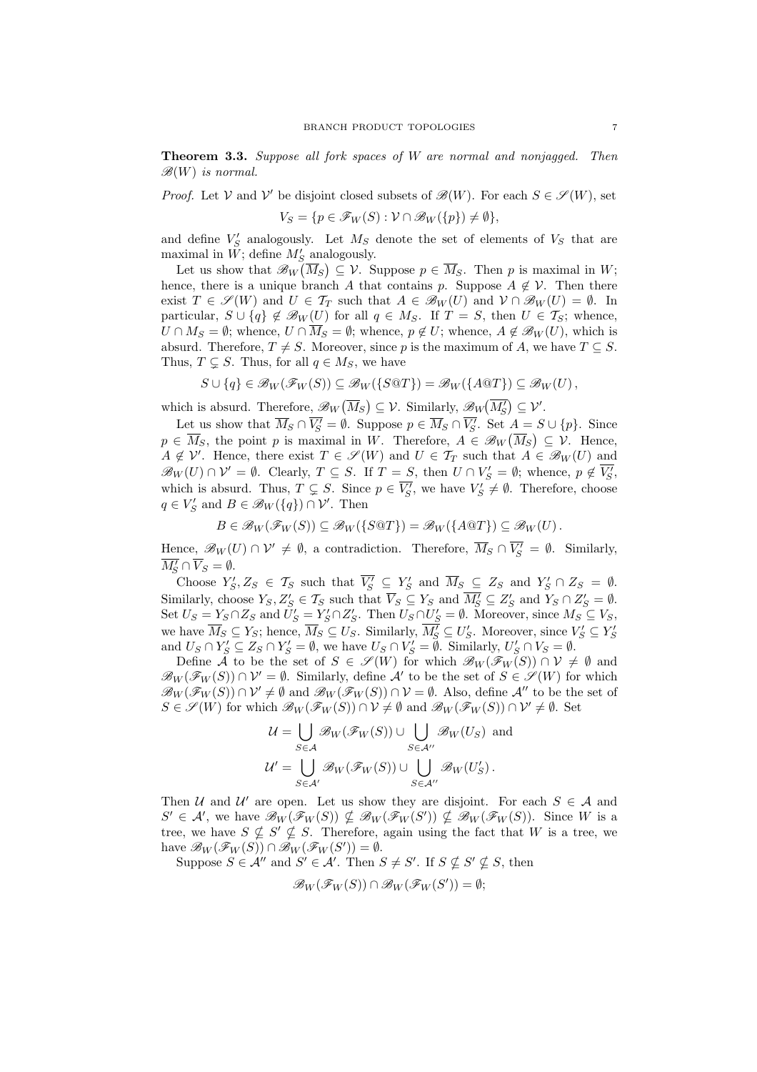**Theorem 3.3.** *Suppose all fork spaces of $W$ are normal and nonjagged. Then $\mathscr{B}(W)$ is normal.*

*Proof.* Let $\mathcal{V}$ and $\mathcal{V}'$ be disjoint closed subsets of $\mathscr{B}(W)$. For each $S \in \mathscr{S}(W)$, set

$$V_S = \{p \in \mathscr{F}_W(S) : \mathcal{V} \cap \mathscr{B}_W(\{p\}) \neq \emptyset\},$$

and define $V'_S$ analogously. Let $M_S$ denote the set of elements of $V_S$ that are maximal in $W$; define $M'_S$ analogously.

Let us show that $\mathscr{B}_W(\overline{M_S}) \subseteq \mathcal{V}$. Suppose $p \in \overline{M_S}$. Then $p$ is maximal in $W$; hence, there is a unique branch $A$ that contains $p$. Suppose $A \notin \mathcal{V}$. Then there exist $T \in \mathscr{S}(W)$ and $U \in \mathcal{T}_T$ such that $A \in \mathscr{B}_W(U)$ and $\mathcal{V} \cap \mathscr{B}_W(U) = \emptyset$. In particular, $S \cup \{q\} \notin \mathscr{B}_W(U)$ for all $q \in M_S$. If $T = S$, then $U \in \mathcal{T}_S$; whence, $U \cap M_S = \emptyset$; whence, $U \cap \overline{M_S} = \emptyset$; whence, $p \notin U$; whence, $A \notin \mathscr{B}_W(U)$, which is absurd. Therefore, $T \neq S$. Moreover, since $p$ is the maximum of $A$, we have $T \subseteq S$. Thus, $T \subsetneq S$. Thus, for all $q \in M_S$, we have

$$S \cup \{q\} \in \mathscr{B}_W(\mathscr{F}_W(S)) \subseteq \mathscr{B}_W(\{S@T\}) = \mathscr{B}_W(\{A@T\}) \subseteq \mathscr{B}_W(U)\,,$$

which is absurd. Therefore, $\mathscr{B}_W(\overline{M_S}) \subseteq \mathcal{V}$. Similarly, $\mathscr{B}_W(\overline{M'_S}) \subseteq \mathcal{V}'$.

Let us show that $\overline{M_S} \cap \overline{V'_S} = \emptyset$. Suppose $p \in \overline{M_S} \cap \overline{V'_S}$. Set $A = S \cup \{p\}$. Since $p \in \overline{M_S}$, the point $p$ is maximal in $W$. Therefore, $A \in \mathscr{B}_W(\overline{M_S}) \subseteq \mathcal{V}$. Hence, $A \notin \mathcal{V}'$. Hence, there exist $T \in \mathscr{S}(W)$ and $U \in \mathcal{T}_T$ such that $A \in \mathscr{B}_W(U)$ and $\mathscr{B}_W(U) \cap \mathcal{V}' = \emptyset$. Clearly, $T \subseteq S$. If $T = S$, then $U \cap V'_S = \emptyset$; whence, $p \notin \overline{V'_S}$, which is absurd. Thus, $T \subsetneq S$. Since $p \in \overline{V'_S}$, we have $V'_S \neq \emptyset$. Therefore, choose $q \in V'_S$ and $B \in \mathscr{B}_W(\{q\}) \cap \mathcal{V}'$. Then

$$B \in \mathscr{B}_W(\mathscr{F}_W(S)) \subseteq \mathscr{B}_W(\{S@T\}) = \mathscr{B}_W(\{A@T\}) \subseteq \mathscr{B}_W(U)\,.$$

Hence, $\mathscr{B}_W(U) \cap \mathcal{V}' \neq \emptyset$, a contradiction. Therefore, $\overline{M_S} \cap \overline{V'_S} = \emptyset$. Similarly, $\overline{M'_S} \cap \overline{V_S} = \emptyset$.

Choose $Y'_S, Z_S \in \mathcal{T}_S$ such that $\overline{V'_S} \subseteq Y'_S$ and $\overline{M_S} \subseteq Z_S$ and $Y'_S \cap Z_S = \emptyset$. Similarly, choose $Y_S, Z'_S \in \mathcal{T}_S$ such that $\overline{V_S} \subseteq Y_S$ and $\overline{M'_S} \subseteq Z'_S$ and $Y_S \cap Z'_S = \emptyset$. Set $U_S = Y_S \cap Z_S$ and $U'_S = Y'_S \cap Z'_S$. Then $U_S \cap U'_S = \emptyset$. Moreover, since $M_S \subseteq V_S$, we have $\overline{M_S} \subseteq Y_S$; hence, $\overline{M_S} \subseteq U_S$. Similarly, $\overline{M'_S} \subseteq U'_S$. Moreover, since $V'_S \subseteq Y'_S$ and $U_S \cap Y'_S \subseteq Z_S \cap Y'_S = \emptyset$, we have $U_S \cap V'_S = \emptyset$. Similarly, $U'_S \cap V_S = \emptyset$.

Define $\mathcal{A}$ to be the set of $S \in \mathscr{S}(W)$ for which $\mathscr{B}_W(\mathscr{F}_W(S)) \cap \mathcal{V} \neq \emptyset$ and $\mathscr{B}_W(\mathscr{F}_W(S)) \cap \mathcal{V}' = \emptyset$. Similarly, define $\mathcal{A}'$ to be the set of $S \in \mathscr{S}(W)$ for which $\mathscr{B}_W(\mathscr{F}_W(S)) \cap \mathcal{V}' \neq \emptyset$ and $\mathscr{B}_W(\mathscr{F}_W(S)) \cap \mathcal{V} = \emptyset$. Also, define $\mathcal{A}''$ to be the set of $S \in \mathscr{S}(W)$ for which $\mathscr{B}_W(\mathscr{F}_W(S)) \cap \mathcal{V} \neq \emptyset$ and $\mathscr{B}_W(\mathscr{F}_W(S)) \cap \mathcal{V}' \neq \emptyset$. Set

$$\mathcal{U} = \bigcup_{S \in \mathcal{A}} \mathscr{B}_W(\mathscr{F}_W(S)) \cup \bigcup_{S \in \mathcal{A}''} \mathscr{B}_W(U_S) \text{ and}$$

$$\mathcal{U}' = \bigcup_{S \in \mathcal{A}'} \mathscr{B}_W(\mathscr{F}_W(S)) \cup \bigcup_{S \in \mathcal{A}''} \mathscr{B}_W(U'_S)\,.$$

Then $\mathcal{U}$ and $\mathcal{U}'$ are open. Let us show they are disjoint. For each $S \in \mathcal{A}$ and $S' \in \mathcal{A}'$, we have $\mathscr{B}_W(\mathscr{F}_W(S)) \nsubseteq \mathscr{B}_W(\mathscr{F}_W(S')) \nsubseteq \mathscr{B}_W(\mathscr{F}_W(S))$. Since $W$ is a tree, we have $S \nsubseteq S' \nsubseteq S$. Therefore, again using the fact that $W$ is a tree, we have $\mathscr{B}_W(\mathscr{F}_W(S)) \cap \mathscr{B}_W(\mathscr{F}_W(S')) = \emptyset$.

Suppose $S \in \mathcal{A}''$ and $S' \in \mathcal{A}'$. Then $S \neq S'$. If $S \nsubseteq S' \nsubseteq S$, then

$$\mathscr{B}_W(\mathscr{F}_W(S)) \cap \mathscr{B}_W(\mathscr{F}_W(S')) = \emptyset;$$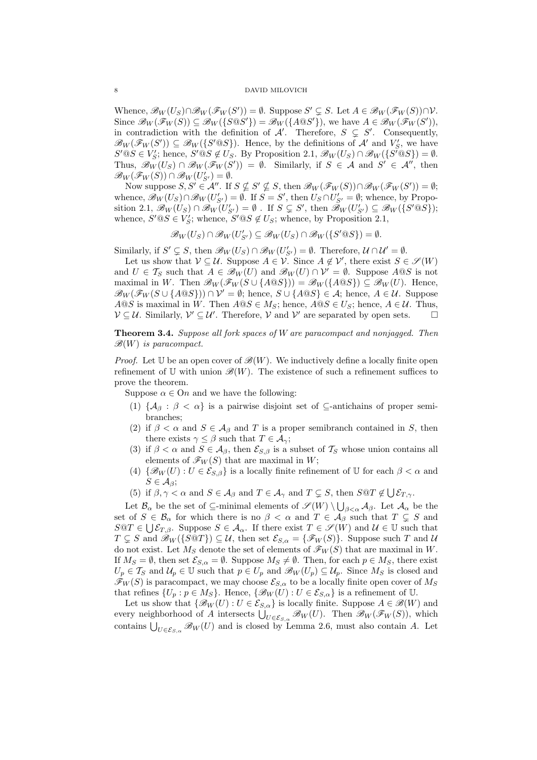Whence, $\mathscr{B}_W(U_S)\cap\mathscr{B}_W(\mathscr{F}_W(S'))=\emptyset$. Suppose $S'\subsetneq S$. Let $A\in\mathscr{B}_W(\mathscr{F}_W(S))\cap\mathcal{V}$. Since $\mathscr{B}_W(\mathscr{F}_W(S))\subseteq\mathscr{B}_W(\{S@S'\})=\mathscr{B}_W(\{A@S'\})$, we have $A\in\mathscr{B}_W(\mathscr{F}_W(S'))$, in contradiction with the definition of $\mathcal{A}'$. Therefore, $S\subsetneq S'$. Consequently, $\mathscr{B}_W(\mathscr{F}_W(S'))\subseteq\mathscr{B}_W(\{S'@S\})$. Hence, by the definitions of $\mathcal{A}'$ and $V'_S$, we have $S'@S\in V'_S$; hence, $S'@S\notin U_S$. By Proposition 2.1, $\mathscr{B}_W(U_S)\cap\mathscr{B}_W(\{S'@S\})=\emptyset$. Thus, $\mathscr{B}_W(U_S)\cap\mathscr{B}_W(\mathscr{F}_W(S'))=\emptyset$. Similarly, if $S\in\mathcal{A}$ and $S'\in\mathcal{A}''$, then $\mathscr{B}_W(\mathscr{F}_W(S))\cap\mathscr{B}_W(U'_{S'})=\emptyset$.

Now suppose $S,S'\in\mathcal{A}''$. If $S\not\subseteq S'\not\subseteq S$, then $\mathscr{B}_W(\mathscr{F}_W(S))\cap\mathscr{B}_W(\mathscr{F}_W(S'))=\emptyset$; whence, $\mathscr{B}_W(U_S)\cap\mathscr{B}_W(U'_{S'})=\emptyset$. If $S=S'$, then $U_S\cap U'_{S'}=\emptyset$; whence, by Proposition 2.1, $\mathscr{B}_W(U_S)\cap\mathscr{B}_W(U'_{S'})=\emptyset$ . If $S\subsetneq S'$, then $\mathscr{B}_W(U'_{S'})\subseteq\mathscr{B}_W(\{S'@S\})$; whence, $S'@S\in V'_S$; whence, $S'@S\notin U_S$; whence, by Proposition 2.1,

$$\mathscr{B}_W(U_S)\cap\mathscr{B}_W(U'_{S'})\subseteq\mathscr{B}_W(U_S)\cap\mathscr{B}_W(\{S'@S\})=\emptyset.$$

Similarly, if $S'\subsetneq S$, then $\mathscr{B}_W(U_S)\cap\mathscr{B}_W(U'_{S'})=\emptyset$. Therefore, $\mathcal{U}\cap\mathcal{U}'=\emptyset$.

Let us show that $\mathcal{V}\subseteq\mathcal{U}$. Suppose $A\in\mathcal{V}$. Since $A\notin\mathcal{V}'$, there exist $S\in\mathscr{S}(W)$ and $U\in\mathcal{T}_S$ such that $A\in\mathscr{B}_W(U)$ and $\mathscr{B}_W(U)\cap\mathcal{V}'=\emptyset$. Suppose $A@S$ is not maximal in $W$. Then $\mathscr{B}_W(\mathscr{F}_W(S\cup\{A@S\}))=\mathscr{B}_W(\{A@S\})\subseteq\mathscr{B}_W(U)$. Hence, $\mathscr{B}_W(\mathscr{F}_W(S\cup\{A@S\}))\cap\mathcal{V}'=\emptyset$; hence, $S\cup\{A@S\}\in\mathcal{A}$; hence, $A\in\mathcal{U}$. Suppose $A@S$ is maximal in $W$. Then $A@S\in M_S$; hence, $A@S\in U_S$; hence, $A\in\mathcal{U}$. Thus, $\mathcal{V}\subseteq\mathcal{U}$. Similarly, $\mathcal{V}'\subseteq\mathcal{U}'$. Therefore, $\mathcal{V}$ and $\mathcal{V}'$ are separated by open sets. $\square$

**Theorem 3.4.** *Suppose all fork spaces of $W$ are paracompact and nonjagged. Then $\mathscr{B}(W)$ is paracompact.*

*Proof.* Let $\mathbb{U}$ be an open cover of $\mathscr{B}(W)$. We inductively define a locally finite open refinement of $\mathbb{U}$ with union $\mathscr{B}(W)$. The existence of such a refinement suffices to prove the theorem.

Suppose $\alpha\in\mathrm{O}n$ and we have the following:

1. $\{\mathcal{A}_\beta:\beta<\alpha\}$ is a pairwise disjoint set of $\subseteq$-antichains of proper semibranches;
2. if $\beta<\alpha$ and $S\in\mathcal{A}_\beta$ and $T$ is a proper semibranch contained in $S$, then there exists $\gamma\leq\beta$ such that $T\in\mathcal{A}_\gamma$;
3. if $\beta<\alpha$ and $S\in\mathcal{A}_\beta$, then $\mathcal{E}_{S,\beta}$ is a subset of $\mathcal{T}_S$ whose union contains all elements of $\mathscr{F}_W(S)$ that are maximal in $W$;
4. $\{\mathscr{B}_W(U):U\in\mathcal{E}_{S,\beta}\}$ is a locally finite refinement of $\mathbb{U}$ for each $\beta<\alpha$ and $S\in\mathcal{A}_\beta$;
5. if $\beta,\gamma<\alpha$ and $S\in\mathcal{A}_\beta$ and $T\in\mathcal{A}_\gamma$ and $T\subsetneq S$, then $S@T\notin\bigcup\mathcal{E}_{T,\gamma}$.

Let $\mathcal{B}_\alpha$ be the set of $\subseteq$-minimal elements of $\mathscr{S}(W)\setminus\bigcup_{\beta<\alpha}\mathcal{A}_\beta$. Let $\mathcal{A}_\alpha$ be the set of $S\in\mathcal{B}_\alpha$ for which there is no $\beta<\alpha$ and $T\in\mathcal{A}_\beta$ such that $T\subsetneq S$ and $S@T\in\bigcup\mathcal{E}_{T,\beta}$. Suppose $S\in\mathcal{A}_\alpha$. If there exist $T\in\mathscr{S}(W)$ and $\mathcal{U}\in\mathbb{U}$ such that $T\subsetneq S$ and $\mathscr{B}_W(\{S@T\})\subseteq\mathcal{U}$, then set $\mathcal{E}_{S,\alpha}=\{\mathscr{F}_W(S)\}$. Suppose such $T$ and $\mathcal{U}$ do not exist. Let $M_S$ denote the set of elements of $\mathscr{F}_W(S)$ that are maximal in $W$. If $M_S=\emptyset$, then set $\mathcal{E}_{S,\alpha}=\emptyset$. Suppose $M_S\neq\emptyset$. Then, for each $p\in M_S$, there exist $U_p\in\mathcal{T}_S$ and $\mathcal{U}_p\in\mathbb{U}$ such that $p\in U_p$ and $\mathscr{B}_W(U_p)\subseteq\mathcal{U}_p$. Since $M_S$ is closed and $\mathscr{F}_W(S)$ is paracompact, we may choose $\mathcal{E}_{S,\alpha}$ to be a locally finite open cover of $M_S$ that refines $\{U_p:p\in M_S\}$. Hence, $\{\mathscr{B}_W(U):U\in\mathcal{E}_{S,\alpha}\}$ is a refinement of $\mathbb{U}$.

Let us show that $\{\mathscr{B}_W(U):U\in\mathcal{E}_{S,\alpha}\}$ is locally finite. Suppose $A\in\mathscr{B}(W)$ and every neighborhood of $A$ intersects $\bigcup_{U\in\mathcal{E}_{S,\alpha}}\mathscr{B}_W(U)$. Then $\mathscr{B}_W(\mathscr{F}_W(S))$, which contains $\bigcup_{U\in\mathcal{E}_{S,\alpha}}\mathscr{B}_W(U)$ and is closed by Lemma 2.6, must also contain $A$. Let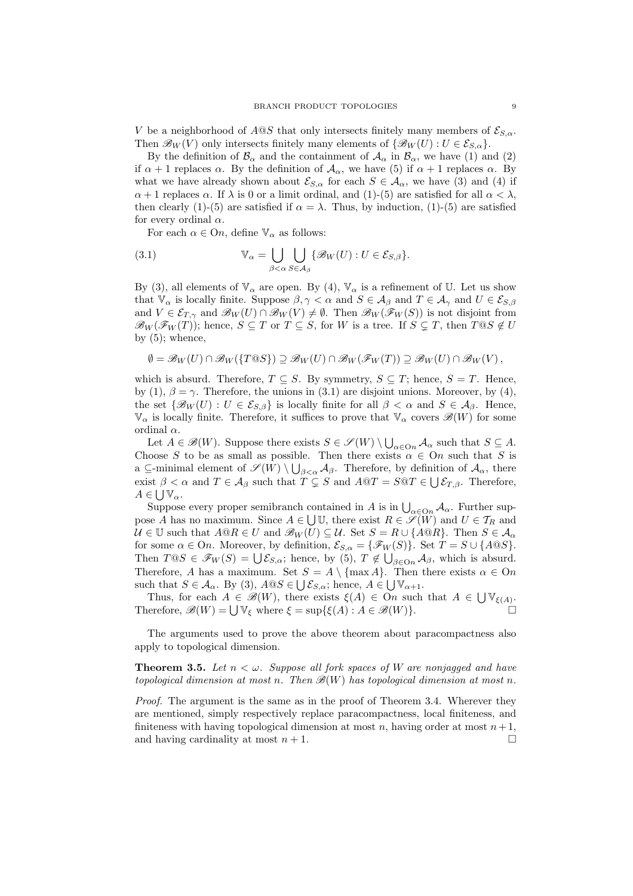$V$ be a neighborhood of $A@S$ that only intersects finitely many members of $\mathcal{E}_{S,\alpha}$. Then $\mathscr{B}_W(V)$ only intersects finitely many elements of $\{\mathscr{B}_W(U) : U \in \mathcal{E}_{S,\alpha}\}$.

By the definition of $\mathcal{B}_\alpha$ and the containment of $\mathcal{A}_\alpha$ in $\mathcal{B}_\alpha$, we have (1) and (2) if $\alpha+1$ replaces $\alpha$. By the definition of $\mathcal{A}_\alpha$, we have (5) if $\alpha+1$ replaces $\alpha$. By what we have already shown about $\mathcal{E}_{S,\alpha}$ for each $S \in \mathcal{A}_\alpha$, we have (3) and (4) if $\alpha+1$ replaces $\alpha$. If $\lambda$ is 0 or a limit ordinal, and (1)-(5) are satisfied for all $\alpha < \lambda$, then clearly (1)-(5) are satisfied if $\alpha = \lambda$. Thus, by induction, (1)-(5) are satisfied for every ordinal $\alpha$.

For each $\alpha \in \mathrm{O}n$, define $\mathbb{V}_\alpha$ as follows:

$$\mathbb{V}_\alpha = \bigcup_{\beta<\alpha} \bigcup_{S \in \mathcal{A}_\beta} \{\mathscr{B}_W(U) : U \in \mathcal{E}_{S,\beta}\}. \tag{3.1}$$

By (3), all elements of $\mathbb{V}_\alpha$ are open. By (4), $\mathbb{V}_\alpha$ is a refinement of $\mathbb{U}$. Let us show that $\mathbb{V}_\alpha$ is locally finite. Suppose $\beta, \gamma < \alpha$ and $S \in \mathcal{A}_\beta$ and $T \in \mathcal{A}_\gamma$ and $U \in \mathcal{E}_{S,\beta}$ and $V \in \mathcal{E}_{T,\gamma}$ and $\mathscr{B}_W(U) \cap \mathscr{B}_W(V) \neq \emptyset$. Then $\mathscr{B}_W(\mathscr{F}_W(S))$ is not disjoint from $\mathscr{B}_W(\mathscr{F}_W(T))$; hence, $S \subseteq T$ or $T \subseteq S$, for $W$ is a tree. If $S \subsetneq T$, then $T@S \notin U$ by (5); whence,

$$\emptyset = \mathscr{B}_W(U) \cap \mathscr{B}_W(\{T@S\}) \supseteq \mathscr{B}_W(U) \cap \mathscr{B}_W(\mathscr{F}_W(T)) \supseteq \mathscr{B}_W(U) \cap \mathscr{B}_W(V)\,,$$

which is absurd. Therefore, $T \subseteq S$. By symmetry, $S \subseteq T$; hence, $S = T$. Hence, by (1), $\beta = \gamma$. Therefore, the unions in (3.1) are disjoint unions. Moreover, by (4), the set $\{\mathscr{B}_W(U) : U \in \mathcal{E}_{S,\beta}\}$ is locally finite for all $\beta < \alpha$ and $S \in \mathcal{A}_\beta$. Hence, $\mathbb{V}_\alpha$ is locally finite. Therefore, it suffices to prove that $\mathbb{V}_\alpha$ covers $\mathscr{B}(W)$ for some ordinal $\alpha$.

Let $A \in \mathscr{B}(W)$. Suppose there exists $S \in \mathscr{S}(W) \setminus \bigcup_{\alpha \in \mathrm{O}n} \mathcal{A}_\alpha$ such that $S \subseteq A$. Choose $S$ to be as small as possible. Then there exists $\alpha \in \mathrm{O}n$ such that $S$ is a $\subseteq$-minimal element of $\mathscr{S}(W) \setminus \bigcup_{\beta<\alpha} \mathcal{A}_\beta$. Therefore, by definition of $\mathcal{A}_\alpha$, there exist $\beta < \alpha$ and $T \in \mathcal{A}_\beta$ such that $T \subsetneq S$ and $A@T = S@T \in \bigcup \mathcal{E}_{T,\beta}$. Therefore, $A \in \bigcup \mathbb{V}_\alpha$.

Suppose every proper semibranch contained in $A$ is in $\bigcup_{\alpha \in \mathrm{O}n} \mathcal{A}_\alpha$. Further suppose $A$ has no maximum. Since $A \in \bigcup \mathbb{U}$, there exist $R \in \mathscr{S}(W)$ and $U \in \mathcal{T}_R$ and $\mathcal{U} \in \mathbb{U}$ such that $A@R \in U$ and $\mathscr{B}_W(U) \subseteq \mathcal{U}$. Set $S = R \cup \{A@R\}$. Then $S \in \mathcal{A}_\alpha$ for some $\alpha \in \mathrm{O}n$. Moreover, by definition, $\mathcal{E}_{S,\alpha} = \{\mathscr{F}_W(S)\}$. Set $T = S \cup \{A@S\}$. Then $T@S \in \mathscr{F}_W(S) = \bigcup \mathcal{E}_{S,\alpha}$; hence, by (5), $T \notin \bigcup_{\beta \in \mathrm{O}n} \mathcal{A}_\beta$, which is absurd. Therefore, $A$ has a maximum. Set $S = A \setminus \{\max A\}$. Then there exists $\alpha \in \mathrm{O}n$ such that $S \in \mathcal{A}_\alpha$. By (3), $A@S \in \bigcup \mathcal{E}_{S,\alpha}$; hence, $A \in \bigcup \mathbb{V}_{\alpha+1}$.

Thus, for each $A \in \mathscr{B}(W)$, there exists $\xi(A) \in \mathrm{O}n$ such that $A \in \bigcup \mathbb{V}_{\xi(A)}$. Therefore, $\mathscr{B}(W) = \bigcup \mathbb{V}_\xi$ where $\xi = \sup\{\xi(A) : A \in \mathscr{B}(W)\}$. □

The arguments used to prove the above theorem about paracompactness also apply to topological dimension.

**Theorem 3.5.** *Let $n < \omega$. Suppose all fork spaces of $W$ are nonjagged and have topological dimension at most $n$. Then $\mathscr{B}(W)$ has topological dimension at most $n$.*

*Proof.* The argument is the same as in the proof of Theorem 3.4. Wherever they are mentioned, simply respectively replace paracompactness, local finiteness, and finiteness with having topological dimension at most $n$, having order at most $n+1$, and having cardinality at most $n+1$. □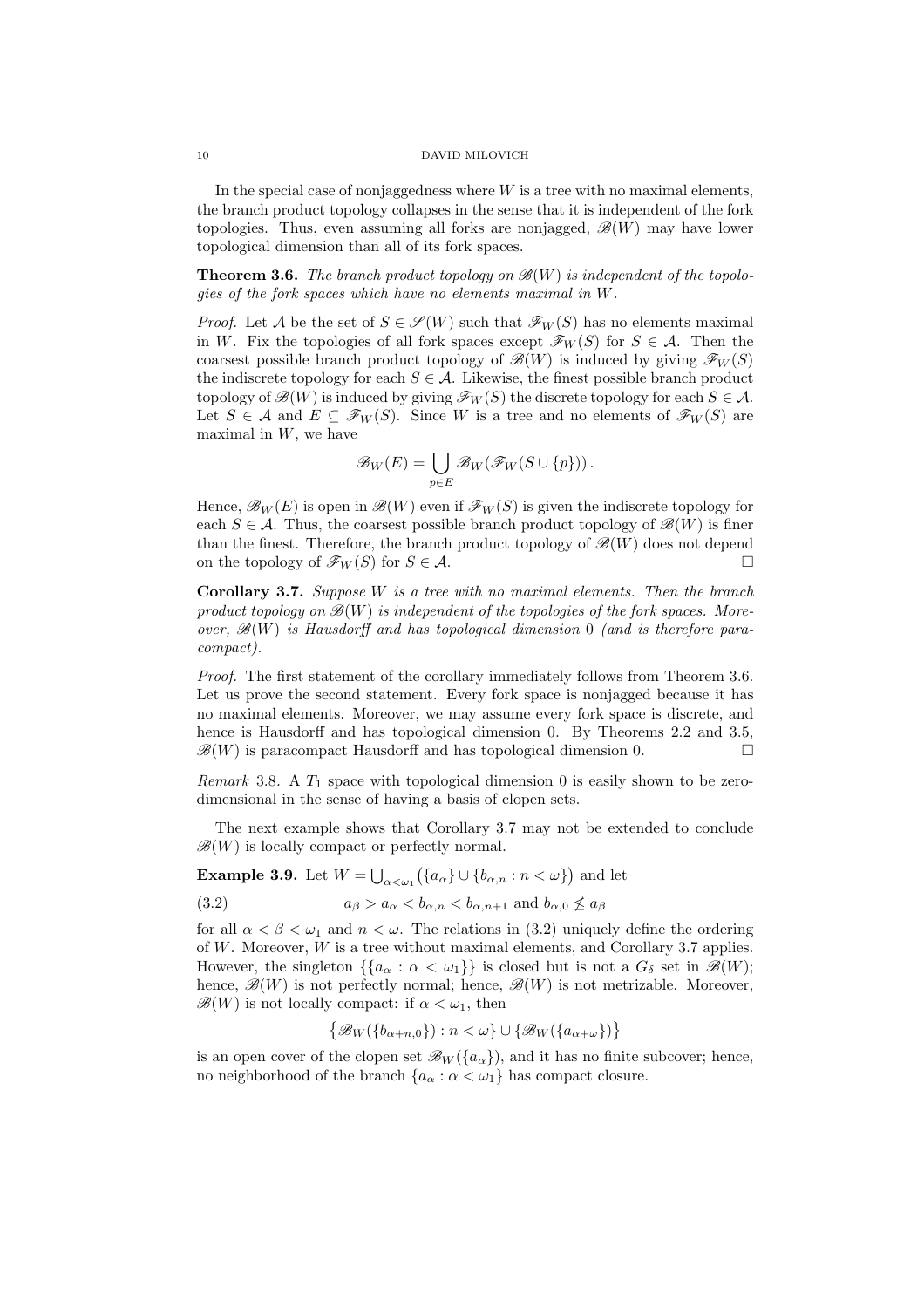In the special case of nonjaggedness where $W$ is a tree with no maximal elements, the branch product topology collapses in the sense that it is independent of the fork topologies. Thus, even assuming all forks are nonjagged, $\mathscr{B}(W)$ may have lower topological dimension than all of its fork spaces.

**Theorem 3.6.** *The branch product topology on $\mathscr{B}(W)$ is independent of the topologies of the fork spaces which have no elements maximal in $W$.*

*Proof.* Let $\mathcal{A}$ be the set of $S \in \mathscr{S}(W)$ such that $\mathscr{F}_W(S)$ has no elements maximal in $W$. Fix the topologies of all fork spaces except $\mathscr{F}_W(S)$ for $S \in \mathcal{A}$. Then the coarsest possible branch product topology of $\mathscr{B}(W)$ is induced by giving $\mathscr{F}_W(S)$ the indiscrete topology for each $S \in \mathcal{A}$. Likewise, the finest possible branch product topology of $\mathscr{B}(W)$ is induced by giving $\mathscr{F}_W(S)$ the discrete topology for each $S \in \mathcal{A}$. Let $S \in \mathcal{A}$ and $E \subseteq \mathscr{F}_W(S)$. Since $W$ is a tree and no elements of $\mathscr{F}_W(S)$ are maximal in $W$, we have

$$\mathscr{B}_W(E) = \bigcup_{p \in E} \mathscr{B}_W(\mathscr{F}_W(S \cup \{p\}))\,.$$

Hence, $\mathscr{B}_W(E)$ is open in $\mathscr{B}(W)$ even if $\mathscr{F}_W(S)$ is given the indiscrete topology for each $S \in \mathcal{A}$. Thus, the coarsest possible branch product topology of $\mathscr{B}(W)$ is finer than the finest. Therefore, the branch product topology of $\mathscr{B}(W)$ does not depend on the topology of $\mathscr{F}_W(S)$ for $S \in \mathcal{A}$. $\square$

**Corollary 3.7.** *Suppose $W$ is a tree with no maximal elements. Then the branch product topology on $\mathscr{B}(W)$ is independent of the topologies of the fork spaces. Moreover, $\mathscr{B}(W)$ is Hausdorff and has topological dimension $0$ (and is therefore paracompact).*

*Proof.* The first statement of the corollary immediately follows from Theorem 3.6. Let us prove the second statement. Every fork space is nonjagged because it has no maximal elements. Moreover, we may assume every fork space is discrete, and hence is Hausdorff and has topological dimension 0. By Theorems 2.2 and 3.5, $\mathscr{B}(W)$ is paracompact Hausdorff and has topological dimension 0. $\square$

*Remark* 3.8. A $T_1$ space with topological dimension 0 is easily shown to be zero-dimensional in the sense of having a basis of clopen sets.

The next example shows that Corollary 3.7 may not be extended to conclude $\mathscr{B}(W)$ is locally compact or perfectly normal.

**Example 3.9.** Let $W = \bigcup_{\alpha<\omega_1}\big(\{a_\alpha\} \cup \{b_{\alpha,n} : n < \omega\}\big)$ and let

$$a_\beta > a_\alpha < b_{\alpha,n} < b_{\alpha,n+1} \text{ and } b_{\alpha,0} \not\leq a_\beta \tag{3.2}$$

for all $\alpha < \beta < \omega_1$ and $n < \omega$. The relations in (3.2) uniquely define the ordering of $W$. Moreover, $W$ is a tree without maximal elements, and Corollary 3.7 applies. However, the singleton $\{\{a_\alpha : \alpha < \omega_1\}\}$ is closed but is not a $G_\delta$ set in $\mathscr{B}(W)$; hence, $\mathscr{B}(W)$ is not perfectly normal; hence, $\mathscr{B}(W)$ is not metrizable. Moreover, $\mathscr{B}(W)$ is not locally compact: if $\alpha < \omega_1$, then

$$\big\{\mathscr{B}_W(\{b_{\alpha+n,0}\}) : n < \omega\big\} \cup \big\{\mathscr{B}_W(\{a_{\alpha+\omega}\})\big\}$$

is an open cover of the clopen set $\mathscr{B}_W(\{a_\alpha\})$, and it has no finite subcover; hence, no neighborhood of the branch $\{a_\alpha : \alpha < \omega_1\}$ has compact closure.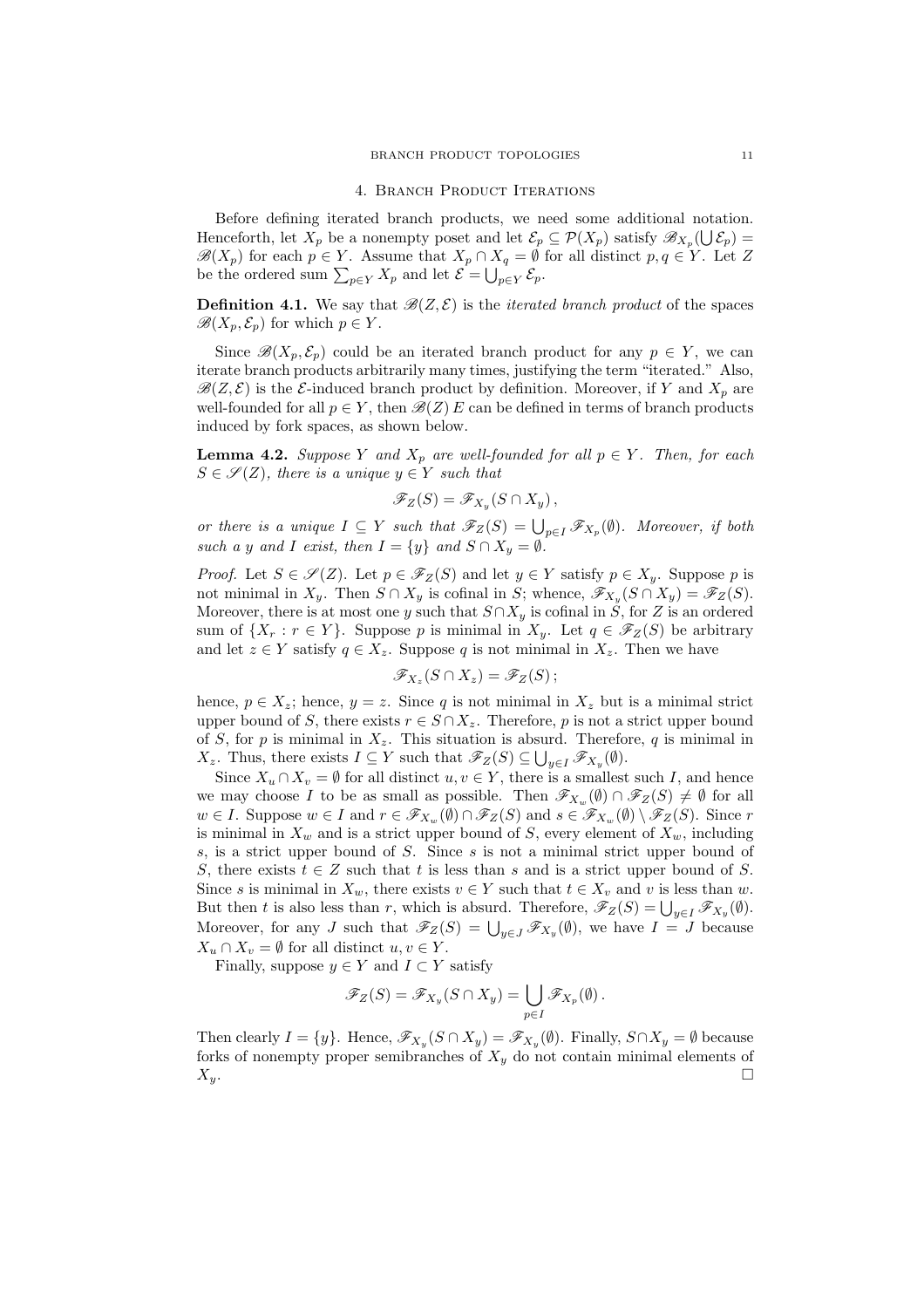## 4. Branch Product Iterations

Before defining iterated branch products, we need some additional notation. Henceforth, let $X_p$ be a nonempty poset and let $\mathcal{E}_p \subseteq \mathcal{P}(X_p)$ satisfy $\mathscr{B}_{X_p}(\bigcup \mathcal{E}_p) = \mathscr{B}(X_p)$ for each $p \in Y$. Assume that $X_p \cap X_q = \emptyset$ for all distinct $p, q \in Y$. Let $Z$ be the ordered sum $\sum_{p\in Y} X_p$ and let $\mathcal{E} = \bigcup_{p\in Y} \mathcal{E}_p$.

**Definition 4.1.** We say that $\mathscr{B}(Z, \mathcal{E})$ is the *iterated branch product* of the spaces $\mathscr{B}(X_p, \mathcal{E}_p)$ for which $p \in Y$.

Since $\mathscr{B}(X_p, \mathcal{E}_p)$ could be an iterated branch product for any $p \in Y$, we can iterate branch products arbitrarily many times, justifying the term "iterated." Also, $\mathscr{B}(Z, \mathcal{E})$ is the $\mathcal{E}$-induced branch product by definition. Moreover, if $Y$ and $X_p$ are well-founded for all $p \in Y$, then $\mathscr{B}(Z)\, E$ can be defined in terms of branch products induced by fork spaces, as shown below.

**Lemma 4.2.** *Suppose $Y$ and $X_p$ are well-founded for all $p \in Y$. Then, for each $S \in \mathscr{S}(Z)$, there is a unique $y \in Y$ such that*

$$\mathscr{F}_Z(S) = \mathscr{F}_{X_y}(S \cap X_y)\,,$$

*or there is a unique $I \subseteq Y$ such that $\mathscr{F}_Z(S) = \bigcup_{p\in I} \mathscr{F}_{X_p}(\emptyset)$. Moreover, if both such a $y$ and $I$ exist, then $I = \{y\}$ and $S \cap X_y = \emptyset$.*

*Proof.* Let $S \in \mathscr{S}(Z)$. Let $p \in \mathscr{F}_Z(S)$ and let $y \in Y$ satisfy $p \in X_y$. Suppose $p$ is not minimal in $X_y$. Then $S \cap X_y$ is cofinal in $S$; whence, $\mathscr{F}_{X_y}(S \cap X_y) = \mathscr{F}_Z(S)$. Moreover, there is at most one $y$ such that $S \cap X_y$ is cofinal in $S$, for $Z$ is an ordered sum of $\{X_r : r \in Y\}$. Suppose $p$ is minimal in $X_y$. Let $q \in \mathscr{F}_Z(S)$ be arbitrary and let $z \in Y$ satisfy $q \in X_z$. Suppose $q$ is not minimal in $X_z$. Then we have

$$\mathscr{F}_{X_z}(S \cap X_z) = \mathscr{F}_Z(S)\,;$$

hence, $p \in X_z$; hence, $y = z$. Since $q$ is not minimal in $X_z$ but is a minimal strict upper bound of $S$, there exists $r \in S \cap X_z$. Therefore, $p$ is not a strict upper bound of $S$, for $p$ is minimal in $X_z$. This situation is absurd. Therefore, $q$ is minimal in $X_z$. Thus, there exists $I \subseteq Y$ such that $\mathscr{F}_Z(S) \subseteq \bigcup_{y\in I} \mathscr{F}_{X_y}(\emptyset)$.

Since $X_u \cap X_v = \emptyset$ for all distinct $u, v \in Y$, there is a smallest such $I$, and hence we may choose $I$ to be as small as possible. Then $\mathscr{F}_{X_w}(\emptyset) \cap \mathscr{F}_Z(S) \neq \emptyset$ for all $w \in I$. Suppose $w \in I$ and $r \in \mathscr{F}_{X_w}(\emptyset) \cap \mathscr{F}_Z(S)$ and $s \in \mathscr{F}_{X_w}(\emptyset) \setminus \mathscr{F}_Z(S)$. Since $r$ is minimal in $X_w$ and is a strict upper bound of $S$, every element of $X_w$, including $s$, is a strict upper bound of $S$. Since $s$ is not a minimal strict upper bound of $S$, there exists $t \in Z$ such that $t$ is less than $s$ and is a strict upper bound of $S$. Since $s$ is minimal in $X_w$, there exists $v \in Y$ such that $t \in X_v$ and $v$ is less than $w$. But then $t$ is also less than $r$, which is absurd. Therefore, $\mathscr{F}_Z(S) = \bigcup_{y\in I} \mathscr{F}_{X_y}(\emptyset)$. Moreover, for any $J$ such that $\mathscr{F}_Z(S) = \bigcup_{y\in J} \mathscr{F}_{X_y}(\emptyset)$, we have $I = J$ because $X_u \cap X_v = \emptyset$ for all distinct $u, v \in Y$.

Finally, suppose $y \in Y$ and $I \subset Y$ satisfy

$$\mathscr{F}_Z(S) = \mathscr{F}_{X_y}(S \cap X_y) = \bigcup_{p\in I} \mathscr{F}_{X_p}(\emptyset)\,.$$

Then clearly $I = \{y\}$. Hence, $\mathscr{F}_{X_y}(S \cap X_y) = \mathscr{F}_{X_y}(\emptyset)$. Finally, $S \cap X_y = \emptyset$ because forks of nonempty proper semibranches of $X_y$ do not contain minimal elements of $X_y$. $\square$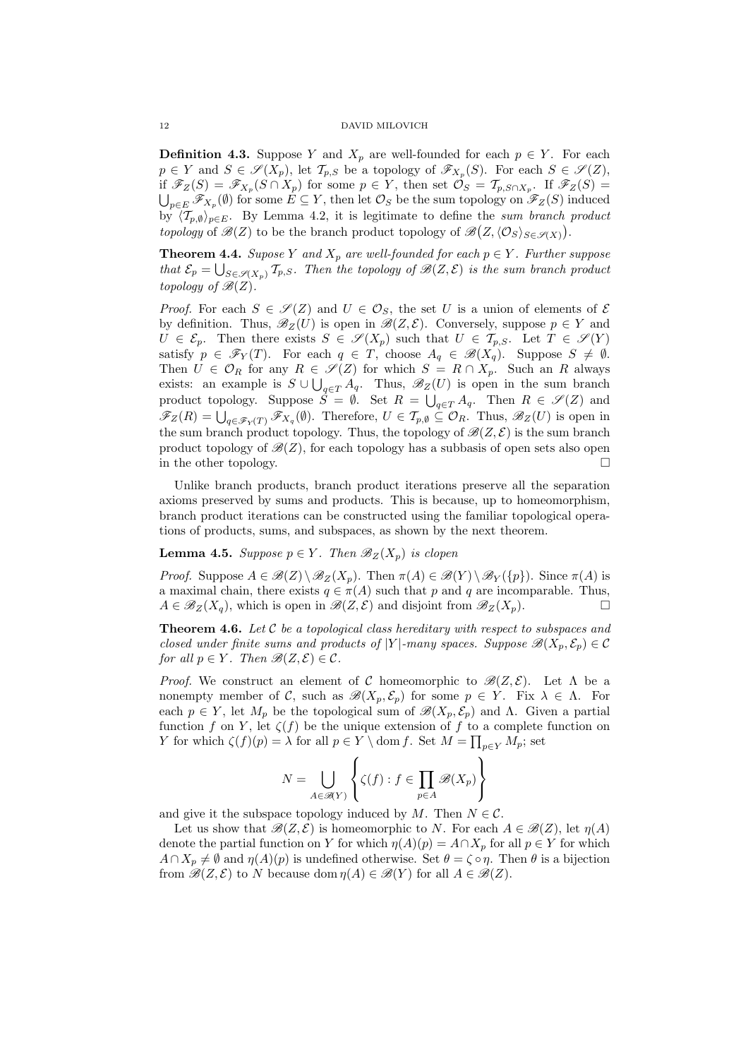**Definition 4.3.** Suppose $Y$ and $X_p$ are well-founded for each $p \in Y$. For each $p \in Y$ and $S \in \mathscr{S}(X_p)$, let $\mathcal{T}_{p,S}$ be a topology of $\mathscr{F}_{X_p}(S)$. For each $S \in \mathscr{S}(Z)$, if $\mathscr{F}_Z(S) = \mathscr{F}_{X_p}(S \cap X_p)$ for some $p \in Y$, then set $\mathcal{O}_S = \mathcal{T}_{p,S\cap X_p}$. If $\mathscr{F}_Z(S) = \bigcup_{p\in E} \mathscr{F}_{X_p}(\emptyset)$ for some $E \subseteq Y$, then let $\mathcal{O}_S$ be the sum topology on $\mathscr{F}_Z(S)$ induced by $\langle \mathcal{T}_{p,\emptyset}\rangle_{p\in E}$. By Lemma 4.2, it is legitimate to define the *sum branch product topology* of $\mathscr{B}(Z)$ to be the branch product topology of $\mathscr{B}\big(Z, \langle \mathcal{O}_S\rangle_{S\in\mathscr{S}(X)}\big)$.

**Theorem 4.4.** *Supose $Y$ and $X_p$ are well-founded for each $p \in Y$. Further suppose that $\mathcal{E}_p = \bigcup_{S\in\mathscr{S}(X_p)} \mathcal{T}_{p,S}$. Then the topology of $\mathscr{B}(Z, \mathcal{E})$ is the sum branch product topology of $\mathscr{B}(Z)$.*

*Proof.* For each $S \in \mathscr{S}(Z)$ and $U \in \mathcal{O}_S$, the set $U$ is a union of elements of $\mathcal{E}$ by definition. Thus, $\mathscr{B}_Z(U)$ is open in $\mathscr{B}(Z, \mathcal{E})$. Conversely, suppose $p \in Y$ and $U \in \mathcal{E}_p$. Then there exists $S \in \mathscr{S}(X_p)$ such that $U \in \mathcal{T}_{p,S}$. Let $T \in \mathscr{S}(Y)$ satisfy $p \in \mathscr{F}_Y(T)$. For each $q \in T$, choose $A_q \in \mathscr{B}(X_q)$. Suppose $S \neq \emptyset$. Then $U \in \mathcal{O}_R$ for any $R \in \mathscr{S}(Z)$ for which $S = R \cap X_p$. Such an $R$ always exists: an example is $S \cup \bigcup_{q\in T} A_q$. Thus, $\mathscr{B}_Z(U)$ is open in the sum branch product topology. Suppose $S = \emptyset$. Set $R = \bigcup_{q\in T} A_q$. Then $R \in \mathscr{S}(Z)$ and $\mathscr{F}_Z(R) = \bigcup_{q\in\mathscr{F}_Y(T)} \mathscr{F}_{X_q}(\emptyset)$. Therefore, $U \in \mathcal{T}_{p,\emptyset} \subseteq \mathcal{O}_R$. Thus, $\mathscr{B}_Z(U)$ is open in the sum branch product topology. Thus, the topology of $\mathscr{B}(Z, \mathcal{E})$ is the sum branch product topology of $\mathscr{B}(Z)$, for each topology has a subbasis of open sets also open in the other topology. $\square$

Unlike branch products, branch product iterations preserve all the separation axioms preserved by sums and products. This is because, up to homeomorphism, branch product iterations can be constructed using the familiar topological operations of products, sums, and subspaces, as shown by the next theorem.

**Lemma 4.5.** *Suppose $p \in Y$. Then $\mathscr{B}_Z(X_p)$ is clopen*

*Proof.* Suppose $A \in \mathscr{B}(Z) \setminus \mathscr{B}_Z(X_p)$. Then $\pi(A) \in \mathscr{B}(Y) \setminus \mathscr{B}_Y(\{p\})$. Since $\pi(A)$ is a maximal chain, there exists $q \in \pi(A)$ such that $p$ and $q$ are incomparable. Thus, $A \in \mathscr{B}_Z(X_q)$, which is open in $\mathscr{B}(Z, \mathcal{E})$ and disjoint from $\mathscr{B}_Z(X_p)$. $\square$

**Theorem 4.6.** *Let $\mathcal{C}$ be a topological class hereditary with respect to subspaces and closed under finite sums and products of $|Y|$-many spaces. Suppose $\mathscr{B}(X_p, \mathcal{E}_p) \in \mathcal{C}$ for all $p \in Y$. Then $\mathscr{B}(Z, \mathcal{E}) \in \mathcal{C}$.*

*Proof.* We construct an element of $\mathcal{C}$ homeomorphic to $\mathscr{B}(Z, \mathcal{E})$. Let $\Lambda$ be a nonempty member of $\mathcal{C}$, such as $\mathscr{B}(X_p, \mathcal{E}_p)$ for some $p \in Y$. Fix $\lambda \in \Lambda$. For each $p \in Y$, let $M_p$ be the topological sum of $\mathscr{B}(X_p, \mathcal{E}_p)$ and $\Lambda$. Given a partial function $f$ on $Y$, let $\zeta(f)$ be the unique extension of $f$ to a complete function on $Y$ for which $\zeta(f)(p) = \lambda$ for all $p \in Y \setminus \operatorname{dom} f$. Set $M = \prod_{p\in Y} M_p$; set

$$N = \bigcup_{A\in\mathscr{B}(Y)} \left\{ \zeta(f) : f \in \prod_{p\in A} \mathscr{B}(X_p) \right\}$$

and give it the subspace topology induced by $M$. Then $N \in \mathcal{C}$.

Let us show that $\mathscr{B}(Z, \mathcal{E})$ is homeomorphic to $N$. For each $A \in \mathscr{B}(Z)$, let $\eta(A)$ denote the partial function on $Y$ for which $\eta(A)(p) = A \cap X_p$ for all $p \in Y$ for which $A \cap X_p \neq \emptyset$ and $\eta(A)(p)$ is undefined otherwise. Set $\theta = \zeta \circ \eta$. Then $\theta$ is a bijection from $\mathscr{B}(Z, \mathcal{E})$ to $N$ because $\operatorname{dom} \eta(A) \in \mathscr{B}(Y)$ for all $A \in \mathscr{B}(Z)$.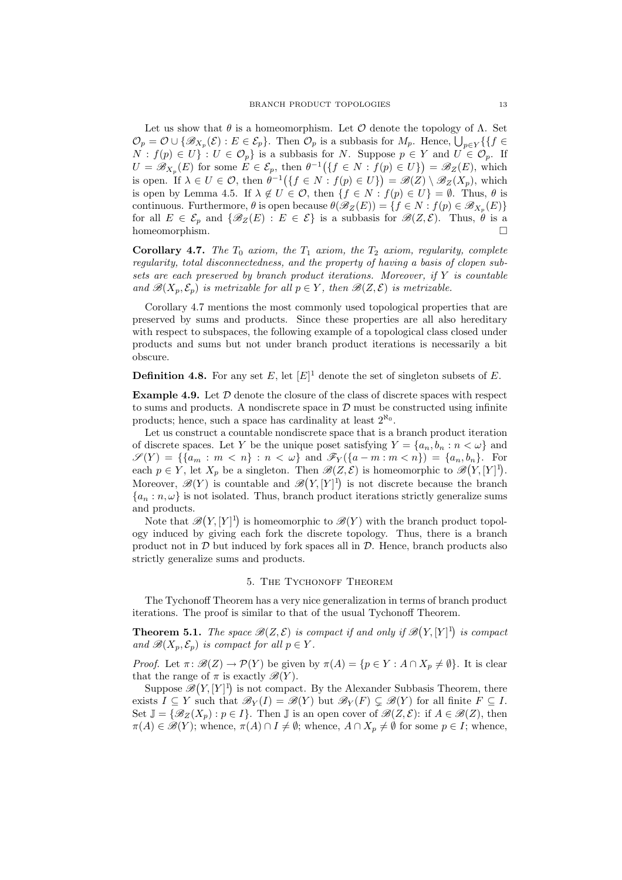Let us show that $\theta$ is a homeomorphism. Let $\mathcal{O}$ denote the topology of $\Lambda$. Set $\mathcal{O}_p = \mathcal{O} \cup \{\mathscr{B}_{X_p}(\mathcal{E}) : E \in \mathcal{E}_p\}$. Then $\mathcal{O}_p$ is a subbasis for $M_p$. Hence, $\bigcup_{p \in Y} \{\{f \in N : f(p) \in U\} : U \in \mathcal{O}_p\}$ is a subbasis for $N$. Suppose $p \in Y$ and $U \in \mathcal{O}_p$. If $U = \mathscr{B}_{X_p}(E)$ for some $E \in \mathcal{E}_p$, then $\theta^{-1}\big(\{f \in N : f(p) \in U\}\big) = \mathscr{B}_Z(E)$, which is open. If $\lambda \in U \in \mathcal{O}$, then $\theta^{-1}\big(\{f \in N : f(p) \in U\}\big) = \mathscr{B}(Z) \setminus \mathscr{B}_Z(X_p)$, which is open by Lemma 4.5. If $\lambda \notin U \in \mathcal{O}$, then $\{f \in N : f(p) \in U\} = \emptyset$. Thus, $\theta$ is continuous. Furthermore, $\theta$ is open because $\theta(\mathscr{B}_Z(E)) = \{f \in N : f(p) \in \mathscr{B}_{X_p}(E)\}$ for all $E \in \mathcal{E}_p$ and $\{\mathscr{B}_Z(E) : E \in \mathcal{E}\}$ is a subbasis for $\mathscr{B}(Z, \mathcal{E})$. Thus, $\theta$ is a homeomorphism. $\square$

**Corollary 4.7.** *The $T_0$ axiom, the $T_1$ axiom, the $T_2$ axiom, regularity, complete regularity, total disconnectedness, and the property of having a basis of clopen subsets are each preserved by branch product iterations. Moreover, if $Y$ is countable and $\mathscr{B}(X_p, \mathcal{E}_p)$ is metrizable for all $p \in Y$, then $\mathscr{B}(Z, \mathcal{E})$ is metrizable.*

Corollary 4.7 mentions the most commonly used topological properties that are preserved by sums and products. Since these properties are all also hereditary with respect to subspaces, the following example of a topological class closed under products and sums but not under branch product iterations is necessarily a bit obscure.

**Definition 4.8.** For any set $E$, let $[E]^1$ denote the set of singleton subsets of $E$.

**Example 4.9.** Let $\mathcal{D}$ denote the closure of the class of discrete spaces with respect to sums and products. A nondiscrete space in $\mathcal{D}$ must be constructed using infinite products; hence, such a space has cardinality at least $2^{\aleph_0}$.

Let us construct a countable nondiscrete space that is a branch product iteration of discrete spaces. Let $Y$ be the unique poset satisfying $Y = \{a_n, b_n : n < \omega\}$ and $\mathscr{S}(Y) = \{\{a_m : m < n\} : n < \omega\}$ and $\mathscr{F}_Y(\{a - m : m < n\}) = \{a_n, b_n\}$. For each $p \in Y$, let $X_p$ be a singleton. Then $\mathscr{B}(Z, \mathcal{E})$ is homeomorphic to $\mathscr{B}\big(Y, [Y]^1\big)$. Moreover, $\mathscr{B}(Y)$ is countable and $\mathscr{B}\big(Y, [Y]^1\big)$ is not discrete because the branch $\{a_n : n, \omega\}$ is not isolated. Thus, branch product iterations strictly generalize sums and products.

Note that $\mathscr{B}\big(Y, [Y]^1\big)$ is homeomorphic to $\mathscr{B}(Y)$ with the branch product topology induced by giving each fork the discrete topology. Thus, there is a branch product not in $\mathcal{D}$ but induced by fork spaces all in $\mathcal{D}$. Hence, branch products also strictly generalize sums and products.

## 5. The Tychonoff Theorem

The Tychonoff Theorem has a very nice generalization in terms of branch product iterations. The proof is similar to that of the usual Tychonoff Theorem.

**Theorem 5.1.** *The space $\mathscr{B}(Z, \mathcal{E})$ is compact if and only if $\mathscr{B}\big(Y, [Y]^1\big)$ is compact and $\mathscr{B}(X_p, \mathcal{E}_p)$ is compact for all $p \in Y$.*

*Proof.* Let $\pi \colon \mathscr{B}(Z) \to \mathcal{P}(Y)$ be given by $\pi(A) = \{p \in Y : A \cap X_p \neq \emptyset\}$. It is clear that the range of $\pi$ is exactly $\mathscr{B}(Y)$.

Suppose $\mathscr{B}\big(Y, [Y]^1\big)$ is not compact. By the Alexander Subbasis Theorem, there exists $I \subseteq Y$ such that $\mathscr{B}_Y(I) = \mathscr{B}(Y)$ but $\mathscr{B}_Y(F) \subsetneq \mathscr{B}(Y)$ for all finite $F \subseteq I$. Set $\mathbb{J} = \{\mathscr{B}_Z(X_p) : p \in I\}$. Then $\mathbb{J}$ is an open cover of $\mathscr{B}(Z, \mathcal{E})$: if $A \in \mathscr{B}(Z)$, then $\pi(A) \in \mathscr{B}(Y)$; whence, $\pi(A) \cap I \neq \emptyset$; whence, $A \cap X_p \neq \emptyset$ for some $p \in I$; whence,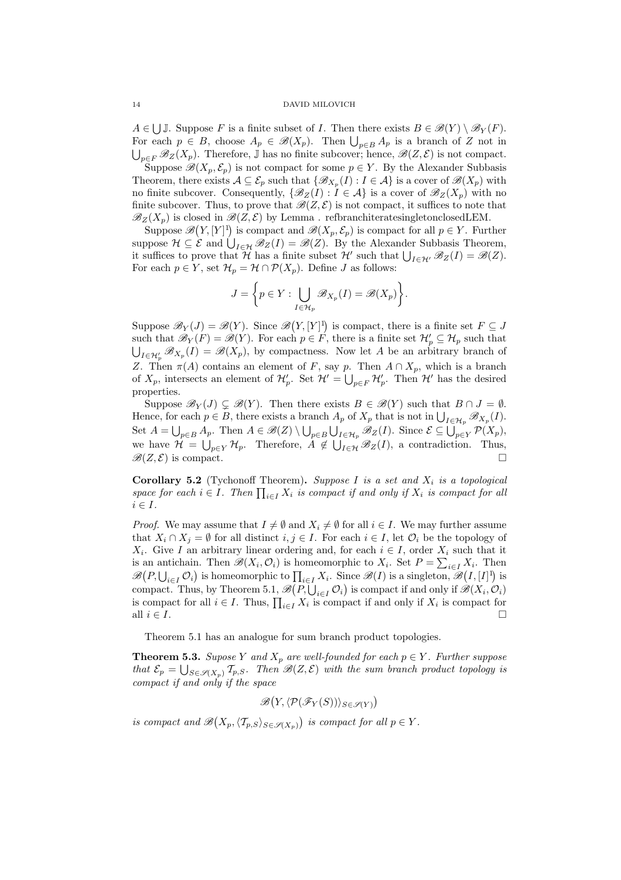$A \in \bigcup \mathbb{J}$. Suppose $F$ is a finite subset of $I$. Then there exists $B \in \mathscr{B}(Y) \setminus \mathscr{B}_Y(F)$. For each $p \in B$, choose $A_p \in \mathscr{B}(X_p)$. Then $\bigcup_{p\in B} A_p$ is a branch of $Z$ not in $\bigcup_{p\in F} \mathscr{B}_Z(X_p)$. Therefore, $\mathbb{J}$ has no finite subcover; hence, $\mathscr{B}(Z, \mathcal{E})$ is not compact.

Suppose $\mathscr{B}(X_p, \mathcal{E}_p)$ is not compact for some $p \in Y$. By the Alexander Subbasis Theorem, there exists $\mathcal{A} \subseteq \mathcal{E}_p$ such that $\{\mathscr{B}_{X_p}(I) : I \in \mathcal{A}\}$ is a cover of $\mathscr{B}(X_p)$ with no finite subcover. Consequently, $\{\mathscr{B}_Z(I) : I \in \mathcal{A}\}$ is a cover of $\mathscr{B}_Z(X_p)$ with no finite subcover. Thus, to prove that $\mathscr{B}(Z, \mathcal{E})$ is not compact, it suffices to note that $\mathscr{B}_Z(X_p)$ is closed in $\mathscr{B}(Z, \mathcal{E})$ by Lemma . refbranchiteratesingletonclosedLEM.

Suppose $\mathscr{B}(Y, [Y]^1)$ is compact and $\mathscr{B}(X_p, \mathcal{E}_p)$ is compact for all $p \in Y$. Further suppose $\mathcal{H} \subseteq \mathcal{E}$ and $\bigcup_{I\in\mathcal{H}} \mathscr{B}_Z(I) = \mathscr{B}(Z)$. By the Alexander Subbasis Theorem, it suffices to prove that $\mathcal{H}$ has a finite subset $\mathcal{H}'$ such that $\bigcup_{I\in\mathcal{H}'} \mathscr{B}_Z(I) = \mathscr{B}(Z)$. For each $p \in Y$, set $\mathcal{H}_p = \mathcal{H} \cap \mathcal{P}(X_p)$. Define $J$ as follows:

$$J = \left\{ p \in Y : \bigcup_{I\in\mathcal{H}_p} \mathscr{B}_{X_p}(I) = \mathscr{B}(X_p) \right\}.$$

Suppose $\mathscr{B}_Y(J) = \mathscr{B}(Y)$. Since $\mathscr{B}(Y, [Y]^1)$ is compact, there is a finite set $F \subseteq J$ such that $\mathscr{B}_Y(F) = \mathscr{B}(Y)$. For each $p \in F$, there is a finite set $\mathcal{H}'_p \subseteq \mathcal{H}_p$ such that $\bigcup_{I\in\mathcal{H}'_p} \mathscr{B}_{X_p}(I) = \mathscr{B}(X_p)$, by compactness. Now let $A$ be an arbitrary branch of $Z$. Then $\pi(A)$ contains an element of $F$, say $p$. Then $A \cap X_p$, which is a branch of $X_p$, intersects an element of $\mathcal{H}'_p$. Set $\mathcal{H}' = \bigcup_{p\in F} \mathcal{H}'_p$. Then $\mathcal{H}'$ has the desired properties.

Suppose $\mathscr{B}_Y(J) \subsetneq \mathscr{B}(Y)$. Then there exists $B \in \mathscr{B}(Y)$ such that $B \cap J = \emptyset$. Hence, for each $p \in B$, there exists a branch $A_p$ of $X_p$ that is not in $\bigcup_{I\in\mathcal{H}_p} \mathscr{B}_{X_p}(I)$. Set $A = \bigcup_{p\in B} A_p$. Then $A \in \mathscr{B}(Z) \setminus \bigcup_{p\in B} \bigcup_{I\in\mathcal{H}_p} \mathscr{B}_Z(I)$. Since $\mathcal{E} \subseteq \bigcup_{p\in Y} \mathcal{P}(X_p)$, we have $\mathcal{H} = \bigcup_{p\in Y} \mathcal{H}_p$. Therefore, $A \notin \bigcup_{I\in\mathcal{H}} \mathscr{B}_Z(I)$, a contradiction. Thus, $\mathscr{B}(Z, \mathcal{E})$ is compact. □

**Corollary 5.2** (Tychonoff Theorem). *Suppose $I$ is a set and $X_i$ is a topological space for each $i \in I$. Then $\prod_{i\in I} X_i$ is compact if and only if $X_i$ is compact for all $i \in I$.*

*Proof.* We may assume that $I \neq \emptyset$ and $X_i \neq \emptyset$ for all $i \in I$. We may further assume that $X_i \cap X_j = \emptyset$ for all distinct $i, j \in I$. For each $i \in I$, let $\mathcal{O}_i$ be the topology of $X_i$. Give $I$ an arbitrary linear ordering and, for each $i \in I$, order $X_i$ such that it is an antichain. Then $\mathscr{B}(X_i, \mathcal{O}_i)$ is homeomorphic to $X_i$. Set $P = \sum_{i\in I} X_i$. Then $\mathscr{B}(P, \bigcup_{i\in I} \mathcal{O}_i)$ is homeomorphic to $\prod_{i\in I} X_i$. Since $\mathscr{B}(I)$ is a singleton, $\mathscr{B}(I, [I]^1)$ is compact. Thus, by Theorem 5.1, $\mathscr{B}(P, \bigcup_{i\in I} \mathcal{O}_i)$ is compact if and only if $\mathscr{B}(X_i, \mathcal{O}_i)$ is compact for all $i \in I$. Thus, $\prod_{i\in I} X_i$ is compact if and only if $X_i$ is compact for all $i \in I$. □

Theorem 5.1 has an analogue for sum branch product topologies.

**Theorem 5.3.** *Supose $Y$ and $X_p$ are well-founded for each $p \in Y$. Further suppose that $\mathcal{E}_p = \bigcup_{S\in\mathscr{S}(X_p)} \mathcal{T}_{p,S}$. Then $\mathscr{B}(Z, \mathcal{E})$ with the sum branch product topology is compact if and only if the space*

$$\mathscr{B}\big(Y, \langle \mathcal{P}(\mathscr{F}_Y(S)) \rangle_{S\in\mathscr{S}(Y)}\big)$$

*is compact and $\mathscr{B}\big(X_p, \langle \mathcal{T}_{p,S} \rangle_{S\in\mathscr{S}(X_p)}\big)$ is compact for all $p \in Y$.*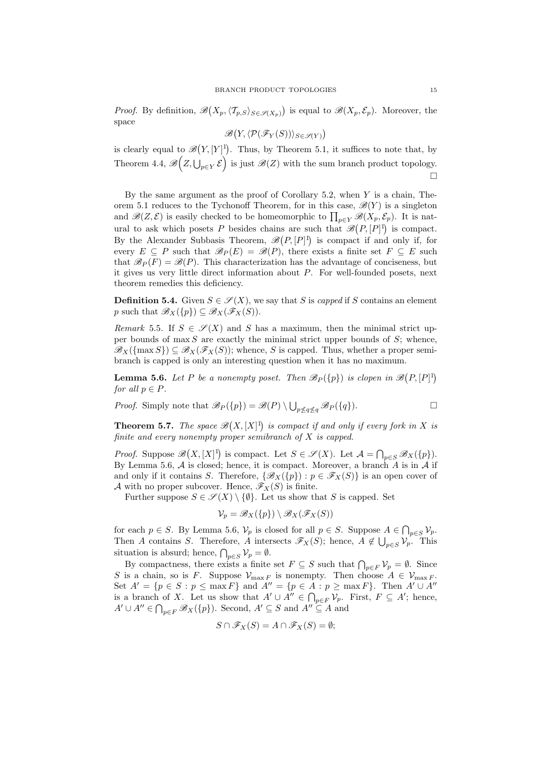*Proof.* By definition, $\mathscr{B}\big(X_p, \langle \mathcal{T}_{p,S}\rangle_{S\in\mathscr{S}(X_p)}\big)$ is equal to $\mathscr{B}(X_p, \mathcal{E}_p)$. Moreover, the space

$$\mathscr{B}\big(Y, \langle \mathcal{P}(\mathscr{F}_Y(S))\rangle_{S\in\mathscr{S}(Y)}\big)$$

is clearly equal to $\mathscr{B}\big(Y, [Y]^1\big)$. Thus, by Theorem 5.1, it suffices to note that, by Theorem 4.4, $\mathscr{B}\Big(Z, \bigcup_{p\in Y}\mathcal{E}\Big)$ is just $\mathscr{B}(Z)$ with the sum branch product topology. □

By the same argument as the proof of Corollary 5.2, when $Y$ is a chain, Theorem 5.1 reduces to the Tychonoff Theorem, for in this case, $\mathscr{B}(Y)$ is a singleton and $\mathscr{B}(Z,\mathcal{E})$ is easily checked to be homeomorphic to $\prod_{p\in Y}\mathscr{B}(X_p,\mathcal{E}_p)$. It is natural to ask which posets $P$ besides chains are such that $\mathscr{B}\big(P,[P]^1\big)$ is compact. By the Alexander Subbasis Theorem, $\mathscr{B}\big(P,[P]^1\big)$ is compact if and only if, for every $E\subseteq P$ such that $\mathscr{B}_P(E)=\mathscr{B}(P)$, there exists a finite set $F\subseteq E$ such that $\mathscr{B}_P(F)=\mathscr{B}(P)$. This characterization has the advantage of conciseness, but it gives us very little direct information about $P$. For well-founded posets, next theorem remedies this deficiency.

**Definition 5.4.** Given $S\in\mathscr{S}(X)$, we say that $S$ is *capped* if $S$ contains an element $p$ such that $\mathscr{B}_X(\{p\})\subseteq\mathscr{B}_X(\mathscr{F}_X(S))$.

*Remark* 5.5. If $S\in\mathscr{S}(X)$ and $S$ has a maximum, then the minimal strict upper bounds of $\max S$ are exactly the minimal strict upper bounds of $S$; whence, $\mathscr{B}_X(\{\max S\})\subseteq\mathscr{B}_X(\mathscr{F}_X(S))$; whence, $S$ is capped. Thus, whether a proper semibranch is capped is only an interesting question when it has no maximum.

**Lemma 5.6.** *Let $P$ be a nonempty poset. Then $\mathscr{B}_P(\{p\})$ is clopen in $\mathscr{B}\big(P,[P]^1\big)$ for all $p\in P$.*

*Proof.* Simply note that $\mathscr{B}_P(\{p\})=\mathscr{B}(P)\setminus\bigcup_{p\not\leq q\not\leq q}\mathscr{B}_P(\{q\})$. □

**Theorem 5.7.** *The space $\mathscr{B}\big(X,[X]^1\big)$ is compact if and only if every fork in $X$ is finite and every nonempty proper semibranch of $X$ is capped.*

*Proof.* Suppose $\mathscr{B}\big(X,[X]^1\big)$ is compact. Let $S\in\mathscr{S}(X)$. Let $\mathcal{A}=\bigcap_{p\in S}\mathscr{B}_X(\{p\})$. By Lemma 5.6, $\mathcal{A}$ is closed; hence, it is compact. Moreover, a branch $A$ is in $\mathcal{A}$ if and only if it contains $S$. Therefore, $\{\mathscr{B}_X(\{p\}) : p\in\mathscr{F}_X(S)\}$ is an open cover of $\mathcal{A}$ with no proper subcover. Hence, $\mathscr{F}_X(S)$ is finite.

Further suppose $S\in\mathscr{S}(X)\setminus\{\emptyset\}$. Let us show that $S$ is capped. Set

$$\mathcal{V}_p=\mathscr{B}_X(\{p\})\setminus\mathscr{B}_X(\mathscr{F}_X(S))$$

for each $p\in S$. By Lemma 5.6, $\mathcal{V}_p$ is closed for all $p\in S$. Suppose $A\in\bigcap_{p\in S}\mathcal{V}_p$. Then $A$ contains $S$. Therefore, $A$ intersects $\mathscr{F}_X(S)$; hence, $A\notin\bigcup_{p\in S}\mathcal{V}_p$. This situation is absurd; hence, $\bigcap_{p\in S}\mathcal{V}_p=\emptyset$.

By compactness, there exists a finite set $F\subseteq S$ such that $\bigcap_{p\in F}\mathcal{V}_p=\emptyset$. Since $S$ is a chain, so is $F$. Suppose $\mathcal{V}_{\max F}$ is nonempty. Then choose $A\in\mathcal{V}_{\max F}$. Set $A'=\{p\in S : p\leq\max F\}$ and $A''=\{p\in A : p\geq\max F\}$. Then $A'\cup A''$ is a branch of $X$. Let us show that $A'\cup A''\in\bigcap_{p\in F}\mathcal{V}_p$. First, $F\subseteq A'$; hence, $A'\cup A''\in\bigcap_{p\in F}\mathscr{B}_X(\{p\})$. Second, $A'\subseteq S$ and $A''\subseteq A$ and

$$S\cap\mathscr{F}_X(S)=A\cap\mathscr{F}_X(S)=\emptyset;$$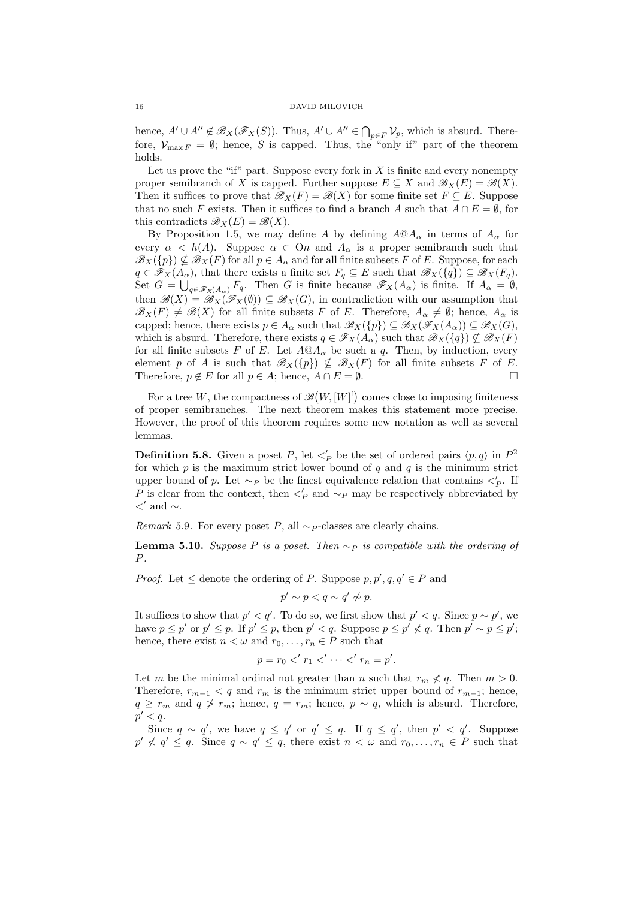hence, $A' \cup A'' \notin \mathscr{B}_X(\mathscr{F}_X(S))$. Thus, $A' \cup A'' \in \bigcap_{p \in F} \mathcal{V}_p$, which is absurd. Therefore, $\mathcal{V}_{\max F} = \emptyset$; hence, $S$ is capped. Thus, the "only if" part of the theorem holds.

Let us prove the "if" part. Suppose every fork in $X$ is finite and every nonempty proper semibranch of $X$ is capped. Further suppose $E \subseteq X$ and $\mathscr{B}_X(E) = \mathscr{B}(X)$. Then it suffices to prove that $\mathscr{B}_X(F) = \mathscr{B}(X)$ for some finite set $F \subseteq E$. Suppose that no such $F$ exists. Then it suffices to find a branch $A$ such that $A \cap E = \emptyset$, for this contradicts $\mathscr{B}_X(E) = \mathscr{B}(X)$.

By Proposition 1.5, we may define $A$ by defining $A@A_\alpha$ in terms of $A_\alpha$ for every $\alpha < h(A)$. Suppose $\alpha \in \mathrm{On}$ and $A_\alpha$ is a proper semibranch such that $\mathscr{B}_X(\{p\}) \nsubseteq \mathscr{B}_X(F)$ for all $p \in A_\alpha$ and for all finite subsets $F$ of $E$. Suppose, for each $q \in \mathscr{F}_X(A_\alpha)$, that there exists a finite set $F_q \subseteq E$ such that $\mathscr{B}_X(\{q\}) \subseteq \mathscr{B}_X(F_q)$. Set $G = \bigcup_{q \in \mathscr{F}_X(A_\alpha)} F_q$. Then $G$ is finite because $\mathscr{F}_X(A_\alpha)$ is finite. If $A_\alpha = \emptyset$, then $\mathscr{B}(X) = \mathscr{B}_X(\mathscr{F}_X(\emptyset)) \subseteq \mathscr{B}_X(G)$, in contradiction with our assumption that $\mathscr{B}_X(F) \neq \mathscr{B}(X)$ for all finite subsets $F$ of $E$. Therefore, $A_\alpha \neq \emptyset$; hence, $A_\alpha$ is capped; hence, there exists $p \in A_\alpha$ such that $\mathscr{B}_X(\{p\}) \subseteq \mathscr{B}_X(\mathscr{F}_X(A_\alpha)) \subseteq \mathscr{B}_X(G)$, which is absurd. Therefore, there exists $q \in \mathscr{F}_X(A_\alpha)$ such that $\mathscr{B}_X(\{q\}) \nsubseteq \mathscr{B}_X(F)$ for all finite subsets $F$ of $E$. Let $A@A_\alpha$ be such a $q$. Then, by induction, every element $p$ of $A$ is such that $\mathscr{B}_X(\{p\}) \nsubseteq \mathscr{B}_X(F)$ for all finite subsets $F$ of $E$. Therefore, $p \notin E$ for all $p \in A$; hence, $A \cap E = \emptyset$. $\square$

For a tree $W$, the compactness of $\mathscr{B}(W, [W]^1)$ comes close to imposing finiteness of proper semibranches. The next theorem makes this statement more precise. However, the proof of this theorem requires some new notation as well as several lemmas.

**Definition 5.8.** Given a poset $P$, let $<'_P$ be the set of ordered pairs $\langle p, q\rangle$ in $P^2$ for which $p$ is the maximum strict lower bound of $q$ and $q$ is the minimum strict upper bound of $p$. Let $\sim_P$ be the finest equivalence relation that contains $<'_P$. If $P$ is clear from the context, then $<'_P$ and $\sim_P$ may be respectively abbreviated by $<'$ and $\sim$.

*Remark* 5.9. For every poset $P$, all $\sim_P$-classes are clearly chains.

**Lemma 5.10.** *Suppose $P$ is a poset. Then $\sim_P$ is compatible with the ordering of $P$.*

*Proof.* Let $\leq$ denote the ordering of $P$. Suppose $p, p', q, q' \in P$ and

$$p' \sim p < q \sim q' \not\sim p.$$

It suffices to show that $p' < q'$. To do so, we first show that $p' < q$. Since $p \sim p'$, we have $p \leq p'$ or $p' \leq p$. If $p' \leq p$, then $p' < q$. Suppose $p \leq p' \not< q$. Then $p' \sim p \leq p'$; hence, there exist $n < \omega$ and $r_0, \ldots, r_n \in P$ such that

$$p = r_0 <' r_1 <' \cdots <' r_n = p'.$$

Let $m$ be the minimal ordinal not greater than $n$ such that $r_m \not< q$. Then $m > 0$. Therefore, $r_{m-1} < q$ and $r_m$ is the minimum strict upper bound of $r_{m-1}$; hence, $q \geq r_m$ and $q \not> r_m$; hence, $q = r_m$; hence, $p \sim q$, which is absurd. Therefore, $p' < q$.

Since $q \sim q'$, we have $q \leq q'$ or $q' \leq q$. If $q \leq q'$, then $p' < q'$. Suppose $p' \not< q' \leq q$. Since $q \sim q' \leq q$, there exist $n < \omega$ and $r_0, \ldots, r_n \in P$ such that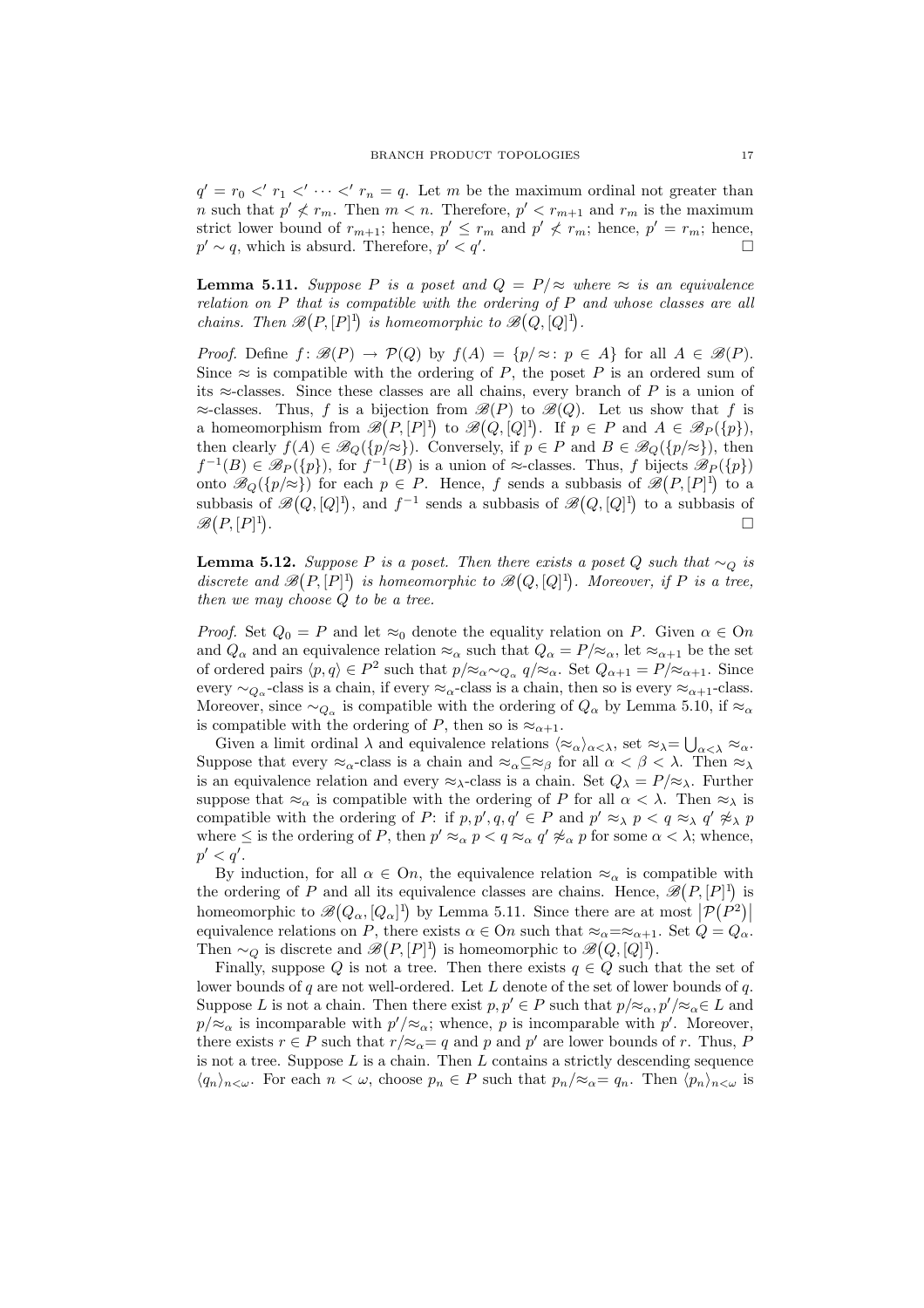$q' = r_0 <' r_1 <' \cdots <' r_n = q$. Let $m$ be the maximum ordinal not greater than $n$ such that $p' \not< r_m$. Then $m < n$. Therefore, $p' < r_{m+1}$ and $r_m$ is the maximum strict lower bound of $r_{m+1}$; hence, $p' \leq r_m$ and $p' \not< r_m$; hence, $p' = r_m$; hence, $p' \sim q$, which is absurd. Therefore, $p' < q'$. □

**Lemma 5.11.** *Suppose $P$ is a poset and $Q = P/\approx$ where $\approx$ is an equivalence relation on $P$ that is compatible with the ordering of $P$ and whose classes are all chains. Then $\mathscr{B}\big(P, [P]^1\big)$ is homeomorphic to $\mathscr{B}\big(Q, [Q]^1\big)$.*

*Proof.* Define $f\colon \mathscr{B}(P) \to \mathcal{P}(Q)$ by $f(A) = \{p/\approx\colon p \in A\}$ for all $A \in \mathscr{B}(P)$. Since $\approx$ is compatible with the ordering of $P$, the poset $P$ is an ordered sum of its $\approx$-classes. Since these classes are all chains, every branch of $P$ is a union of $\approx$-classes. Thus, $f$ is a bijection from $\mathscr{B}(P)$ to $\mathscr{B}(Q)$. Let us show that $f$ is a homeomorphism from $\mathscr{B}\big(P, [P]^1\big)$ to $\mathscr{B}\big(Q, [Q]^1\big)$. If $p \in P$ and $A \in \mathscr{B}_P(\{p\})$, then clearly $f(A) \in \mathscr{B}_Q(\{p/\approx\})$. Conversely, if $p \in P$ and $B \in \mathscr{B}_Q(\{p/\approx\})$, then $f^{-1}(B) \in \mathscr{B}_P(\{p\})$, for $f^{-1}(B)$ is a union of $\approx$-classes. Thus, $f$ bijects $\mathscr{B}_P(\{p\})$ onto $\mathscr{B}_Q(\{p/\approx\})$ for each $p \in P$. Hence, $f$ sends a subbasis of $\mathscr{B}\big(P, [P]^1\big)$ to a subbasis of $\mathscr{B}\big(Q, [Q]^1\big)$, and $f^{-1}$ sends a subbasis of $\mathscr{B}\big(Q, [Q]^1\big)$ to a subbasis of $\mathscr{B}\big(P, [P]^1\big)$. □

**Lemma 5.12.** *Suppose $P$ is a poset. Then there exists a poset $Q$ such that $\sim_Q$ is discrete and $\mathscr{B}\big(P, [P]^1\big)$ is homeomorphic to $\mathscr{B}\big(Q, [Q]^1\big)$. Moreover, if $P$ is a tree, then we may choose $Q$ to be a tree.*

*Proof.* Set $Q_0 = P$ and let $\approx_0$ denote the equality relation on $P$. Given $\alpha \in \mathrm{O}n$ and $Q_\alpha$ and an equivalence relation $\approx_\alpha$ such that $Q_\alpha = P/\approx_\alpha$, let $\approx_{\alpha+1}$ be the set of ordered pairs $\langle p, q\rangle \in P^2$ such that $p/\approx_\alpha \sim_{Q_\alpha} q/\approx_\alpha$. Set $Q_{\alpha+1} = P/\approx_{\alpha+1}$. Since every $\sim_{Q_\alpha}$-class is a chain, if every $\approx_\alpha$-class is a chain, then so is every $\approx_{\alpha+1}$-class. Moreover, since $\sim_{Q_\alpha}$ is compatible with the ordering of $Q_\alpha$ by Lemma 5.10, if $\approx_\alpha$ is compatible with the ordering of $P$, then so is $\approx_{\alpha+1}$.

Given a limit ordinal $\lambda$ and equivalence relations $\langle \approx_\alpha\rangle_{\alpha<\lambda}$, set $\approx_\lambda = \bigcup_{\alpha<\lambda} \approx_\alpha$. Suppose that every $\approx_\alpha$-class is a chain and $\approx_\alpha \subseteq \approx_\beta$ for all $\alpha < \beta < \lambda$. Then $\approx_\lambda$ is an equivalence relation and every $\approx_\lambda$-class is a chain. Set $Q_\lambda = P/\approx_\lambda$. Further suppose that $\approx_\alpha$ is compatible with the ordering of $P$ for all $\alpha < \lambda$. Then $\approx_\lambda$ is compatible with the ordering of $P$: if $p, p', q, q' \in P$ and $p' \approx_\lambda p < q \approx_\lambda q' \not\approx_\lambda p$ where $\leq$ is the ordering of $P$, then $p' \approx_\alpha p < q \approx_\alpha q' \not\approx_\alpha p$ for some $\alpha < \lambda$; whence, $p' < q'$.

By induction, for all $\alpha \in \mathrm{O}n$, the equivalence relation $\approx_\alpha$ is compatible with the ordering of $P$ and all its equivalence classes are chains. Hence, $\mathscr{B}\big(P, [P]^1\big)$ is homeomorphic to $\mathscr{B}\big(Q_\alpha, [Q_\alpha]^1\big)$ by Lemma 5.11. Since there are at most $\big|\mathcal{P}\big(P^2\big)\big|$ equivalence relations on $P$, there exists $\alpha \in \mathrm{O}n$ such that $\approx_\alpha = \approx_{\alpha+1}$. Set $Q = Q_\alpha$. Then $\sim_Q$ is discrete and $\mathscr{B}\big(P, [P]^1\big)$ is homeomorphic to $\mathscr{B}\big(Q, [Q]^1\big)$.

Finally, suppose $Q$ is not a tree. Then there exists $q \in Q$ such that the set of lower bounds of $q$ are not well-ordered. Let $L$ denote of the set of lower bounds of $q$. Suppose $L$ is not a chain. Then there exist $p, p' \in P$ such that $p/\approx_\alpha, p'/\approx_\alpha \in L$ and $p/\approx_\alpha$ is incomparable with $p'/\approx_\alpha$; whence, $p$ is incomparable with $p'$. Moreover, there exists $r \in P$ such that $r/\approx_\alpha = q$ and $p$ and $p'$ are lower bounds of $r$. Thus, $P$ is not a tree. Suppose $L$ is a chain. Then $L$ contains a strictly descending sequence $\langle q_n\rangle_{n<\omega}$. For each $n < \omega$, choose $p_n \in P$ such that $p_n/\approx_\alpha = q_n$. Then $\langle p_n\rangle_{n<\omega}$ is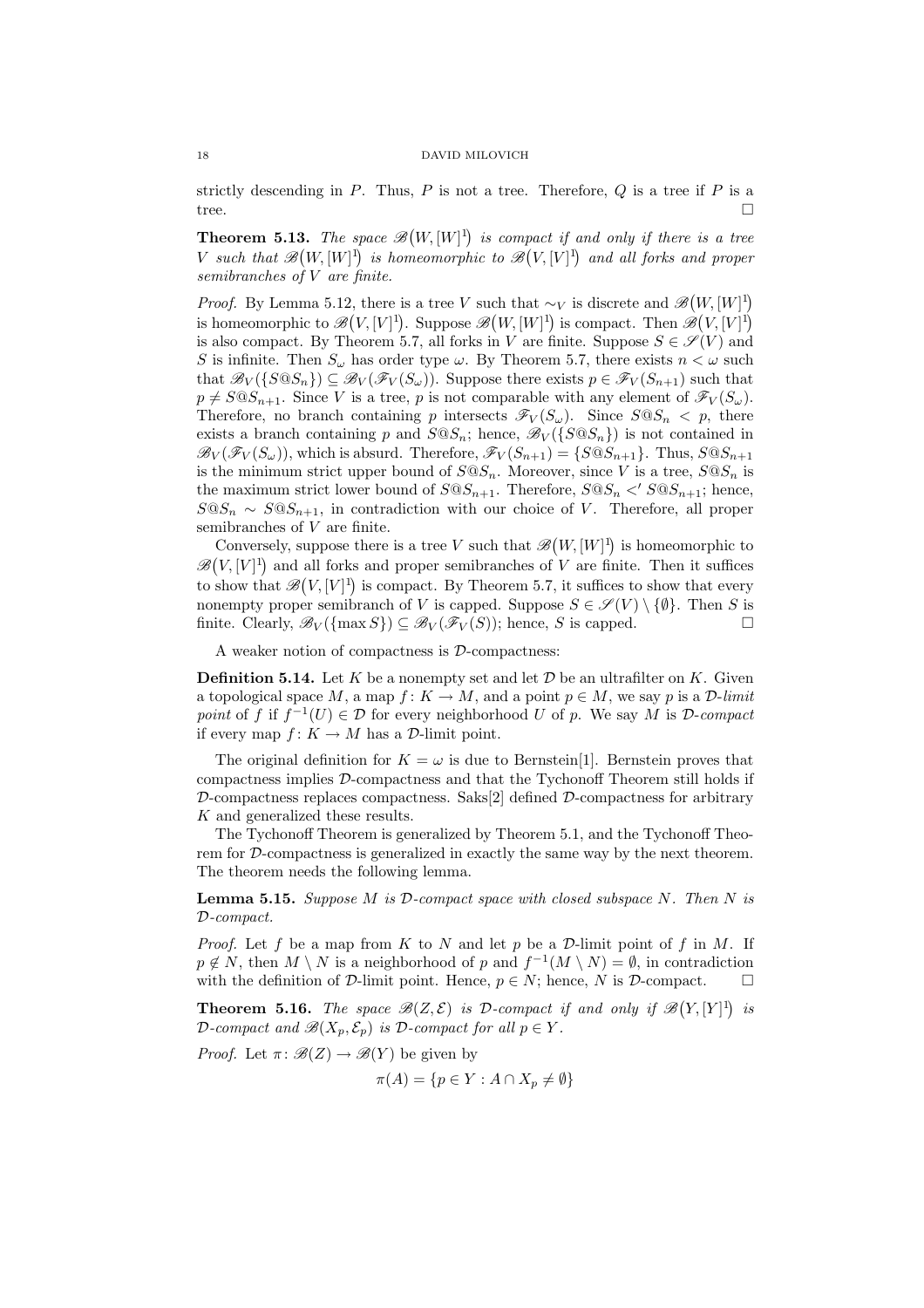strictly descending in $P$. Thus, $P$ is not a tree. Therefore, $Q$ is a tree if $P$ is a tree. □

**Theorem 5.13.** *The space $\mathscr{B}(W, [W]^1)$ is compact if and only if there is a tree $V$ such that $\mathscr{B}(W, [W]^1)$ is homeomorphic to $\mathscr{B}(V, [V]^1)$ and all forks and proper semibranches of $V$ are finite.*

*Proof.* By Lemma 5.12, there is a tree $V$ such that $\sim_V$ is discrete and $\mathscr{B}(W, [W]^1)$ is homeomorphic to $\mathscr{B}(V, [V]^1)$. Suppose $\mathscr{B}(W, [W]^1)$ is compact. Then $\mathscr{B}(V, [V]^1)$ is also compact. By Theorem 5.7, all forks in $V$ are finite. Suppose $S \in \mathscr{S}(V)$ and $S$ is infinite. Then $S_\omega$ has order type $\omega$. By Theorem 5.7, there exists $n < \omega$ such that $\mathscr{B}_V(\{S@S_n\}) \subseteq \mathscr{B}_V(\mathscr{F}_V(S_\omega))$. Suppose there exists $p \in \mathscr{F}_V(S_{n+1})$ such that $p \neq S@S_{n+1}$. Since $V$ is a tree, $p$ is not comparable with any element of $\mathscr{F}_V(S_\omega)$. Therefore, no branch containing $p$ intersects $\mathscr{F}_V(S_\omega)$. Since $S@S_n < p$, there exists a branch containing $p$ and $S@S_n$; hence, $\mathscr{B}_V(\{S@S_n\})$ is not contained in $\mathscr{B}_V(\mathscr{F}_V(S_\omega))$, which is absurd. Therefore, $\mathscr{F}_V(S_{n+1}) = \{S@S_{n+1}\}$. Thus, $S@S_{n+1}$ is the minimum strict upper bound of $S@S_n$. Moreover, since $V$ is a tree, $S@S_n$ is the maximum strict lower bound of $S@S_{n+1}$. Therefore, $S@S_n <' S@S_{n+1}$; hence, $S@S_n \sim S@S_{n+1}$, in contradiction with our choice of $V$. Therefore, all proper semibranches of $V$ are finite.

Conversely, suppose there is a tree $V$ such that $\mathscr{B}(W, [W]^1)$ is homeomorphic to $\mathscr{B}(V, [V]^1)$ and all forks and proper semibranches of $V$ are finite. Then it suffices to show that $\mathscr{B}(V, [V]^1)$ is compact. By Theorem 5.7, it suffices to show that every nonempty proper semibranch of $V$ is capped. Suppose $S \in \mathscr{S}(V) \setminus \{\emptyset\}$. Then $S$ is finite. Clearly, $\mathscr{B}_V(\{\max S\}) \subseteq \mathscr{B}_V(\mathscr{F}_V(S))$; hence, $S$ is capped. □

A weaker notion of compactness is $\mathcal{D}$-compactness:

**Definition 5.14.** Let $K$ be a nonempty set and let $\mathcal{D}$ be an ultrafilter on $K$. Given a topological space $M$, a map $f : K \to M$, and a point $p \in M$, we say $p$ is a *$\mathcal{D}$-limit point* of $f$ if $f^{-1}(U) \in \mathcal{D}$ for every neighborhood $U$ of $p$. We say $M$ is *$\mathcal{D}$-compact* if every map $f : K \to M$ has a $\mathcal{D}$-limit point.

The original definition for $K = \omega$ is due to Bernstein[1]. Bernstein proves that compactness implies $\mathcal{D}$-compactness and that the Tychonoff Theorem still holds if $\mathcal{D}$-compactness replaces compactness. Saks[2] defined $\mathcal{D}$-compactness for arbitrary $K$ and generalized these results.

The Tychonoff Theorem is generalized by Theorem 5.1, and the Tychonoff Theorem for $\mathcal{D}$-compactness is generalized in exactly the same way by the next theorem. The theorem needs the following lemma.

**Lemma 5.15.** *Suppose $M$ is $\mathcal{D}$-compact space with closed subspace $N$. Then $N$ is $\mathcal{D}$-compact.*

*Proof.* Let $f$ be a map from $K$ to $N$ and let $p$ be a $\mathcal{D}$-limit point of $f$ in $M$. If $p \notin N$, then $M \setminus N$ is a neighborhood of $p$ and $f^{-1}(M \setminus N) = \emptyset$, in contradiction with the definition of $\mathcal{D}$-limit point. Hence, $p \in N$; hence, $N$ is $\mathcal{D}$-compact. □

**Theorem 5.16.** *The space $\mathscr{B}(Z, \mathcal{E})$ is $\mathcal{D}$-compact if and only if $\mathscr{B}(Y, [Y]^1)$ is $\mathcal{D}$-compact and $\mathscr{B}(X_p, \mathcal{E}_p)$ is $\mathcal{D}$-compact for all $p \in Y$.*

*Proof.* Let $\pi : \mathscr{B}(Z) \to \mathscr{B}(Y)$ be given by

$$\pi(A) = \{p \in Y : A \cap X_p \neq \emptyset\}$$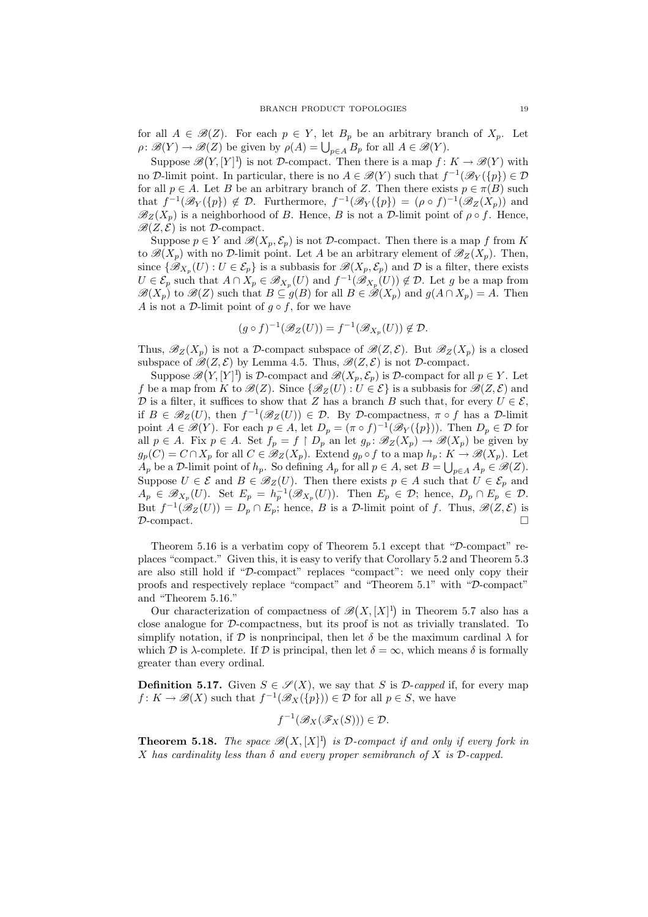for all $A \in \mathscr{B}(Z)$. For each $p \in Y$, let $B_p$ be an arbitrary branch of $X_p$. Let $\rho\colon \mathscr{B}(Y) \to \mathscr{B}(Z)$ be given by $\rho(A) = \bigcup_{p\in A} B_p$ for all $A \in \mathscr{B}(Y)$.

Suppose $\mathscr{B}(Y, [Y]^1)$ is not $\mathcal{D}$-compact. Then there is a map $f\colon K \to \mathscr{B}(Y)$ with no $\mathcal{D}$-limit point. In particular, there is no $A \in \mathscr{B}(Y)$ such that $f^{-1}(\mathscr{B}_Y(\{p\}) \in \mathcal{D}$ for all $p \in A$. Let $B$ be an arbitrary branch of $Z$. Then there exists $p \in \pi(B)$ such that $f^{-1}(\mathscr{B}_Y(\{p\}) \notin \mathcal{D}$. Furthermore, $f^{-1}(\mathscr{B}_Y(\{p\}) = (\rho \circ f)^{-1}(\mathscr{B}_Z(X_p))$ and $\mathscr{B}_Z(X_p)$ is a neighborhood of $B$. Hence, $B$ is not a $\mathcal{D}$-limit point of $\rho \circ f$. Hence, $\mathscr{B}(Z, \mathcal{E})$ is not $\mathcal{D}$-compact.

Suppose $p \in Y$ and $\mathscr{B}(X_p, \mathcal{E}_p)$ is not $\mathcal{D}$-compact. Then there is a map $f$ from $K$ to $\mathscr{B}(X_p)$ with no $\mathcal{D}$-limit point. Let $A$ be an arbitrary element of $\mathscr{B}_Z(X_p)$. Then, since $\{\mathscr{B}_{X_p}(U) : U \in \mathcal{E}_p\}$ is a subbasis for $\mathscr{B}(X_p, \mathcal{E}_p)$ and $\mathcal{D}$ is a filter, there exists $U \in \mathcal{E}_p$ such that $A \cap X_p \in \mathscr{B}_{X_p}(U)$ and $f^{-1}(\mathscr{B}_{X_p}(U)) \notin \mathcal{D}$. Let $g$ be a map from $\mathscr{B}(X_p)$ to $\mathscr{B}(Z)$ such that $B \subseteq g(B)$ for all $B \in \mathscr{B}(X_p)$ and $g(A \cap X_p) = A$. Then $A$ is not a $\mathcal{D}$-limit point of $g \circ f$, for we have

$$(g \circ f)^{-1}(\mathscr{B}_Z(U)) = f^{-1}(\mathscr{B}_{X_p}(U)) \notin \mathcal{D}.$$

Thus, $\mathscr{B}_Z(X_p)$ is not a $\mathcal{D}$-compact subspace of $\mathscr{B}(Z, \mathcal{E})$. But $\mathscr{B}_Z(X_p)$ is a closed subspace of $\mathscr{B}(Z, \mathcal{E})$ by Lemma 4.5. Thus, $\mathscr{B}(Z, \mathcal{E})$ is not $\mathcal{D}$-compact.

Suppose $\mathscr{B}(Y, [Y]^1)$ is $\mathcal{D}$-compact and $\mathscr{B}(X_p, \mathcal{E}_p)$ is $\mathcal{D}$-compact for all $p \in Y$. Let $f$ be a map from $K$ to $\mathscr{B}(Z)$. Since $\{\mathscr{B}_Z(U) : U \in \mathcal{E}\}$ is a subbasis for $\mathscr{B}(Z, \mathcal{E})$ and $\mathcal{D}$ is a filter, it suffices to show that $Z$ has a branch $B$ such that, for every $U \in \mathcal{E}$, if $B \in \mathscr{B}_Z(U)$, then $f^{-1}(\mathscr{B}_Z(U)) \in \mathcal{D}$. By $\mathcal{D}$-compactness, $\pi \circ f$ has a $\mathcal{D}$-limit point $A \in \mathscr{B}(Y)$. For each $p \in A$, let $D_p = (\pi \circ f)^{-1}(\mathscr{B}_Y(\{p\}))$. Then $D_p \in \mathcal{D}$ for all $p \in A$. Fix $p \in A$. Set $f_p = f \restriction D_p$ an let $g_p\colon \mathscr{B}_Z(X_p) \to \mathscr{B}(X_p)$ be given by $g_p(C) = C \cap X_p$ for all $C \in \mathscr{B}_Z(X_p)$. Extend $g_p \circ f$ to a map $h_p\colon K \to \mathscr{B}(X_p)$. Let $A_p$ be a $\mathcal{D}$-limit point of $h_p$. So defining $A_p$ for all $p \in A$, set $B = \bigcup_{p\in A} A_p \in \mathscr{B}(Z)$. Suppose $U \in \mathcal{E}$ and $B \in \mathscr{B}_Z(U)$. Then there exists $p \in A$ such that $U \in \mathcal{E}_p$ and $A_p \in \mathscr{B}_{X_p}(U)$. Set $E_p = h_p^{-1}(\mathscr{B}_{X_p}(U))$. Then $E_p \in \mathcal{D}$; hence, $D_p \cap E_p \in \mathcal{D}$. But $f^{-1}(\mathscr{B}_Z(U)) = D_p \cap E_p$; hence, $B$ is a $\mathcal{D}$-limit point of $f$. Thus, $\mathscr{B}(Z, \mathcal{E})$ is $\mathcal{D}$-compact. $\square$

Theorem 5.16 is a verbatim copy of Theorem 5.1 except that "$\mathcal{D}$-compact" replaces "compact." Given this, it is easy to verify that Corollary 5.2 and Theorem 5.3 are also still hold if "$\mathcal{D}$-compact" replaces "compact": we need only copy their proofs and respectively replace "compact" and "Theorem 5.1" with "$\mathcal{D}$-compact" and "Theorem 5.16."

Our characterization of compactness of $\mathscr{B}(X, [X]^1)$ in Theorem 5.7 also has a close analogue for $\mathcal{D}$-compactness, but its proof is not as trivially translated. To simplify notation, if $\mathcal{D}$ is nonprincipal, then let $\delta$ be the maximum cardinal $\lambda$ for which $\mathcal{D}$ is $\lambda$-complete. If $\mathcal{D}$ is principal, then let $\delta = \infty$, which means $\delta$ is formally greater than every ordinal.

**Definition 5.17.** Given $S \in \mathscr{S}(X)$, we say that $S$ is *$\mathcal{D}$-capped* if, for every map $f\colon K \to \mathscr{B}(X)$ such that $f^{-1}(\mathscr{B}_X(\{p\})) \in \mathcal{D}$ for all $p \in S$, we have

$$f^{-1}(\mathscr{B}_X(\mathscr{F}_X(S))) \in \mathcal{D}.$$

**Theorem 5.18.** *The space $\mathscr{B}(X, [X]^1)$ is $\mathcal{D}$-compact if and only if every fork in $X$ has cardinality less than $\delta$ and every proper semibranch of $X$ is $\mathcal{D}$-capped.*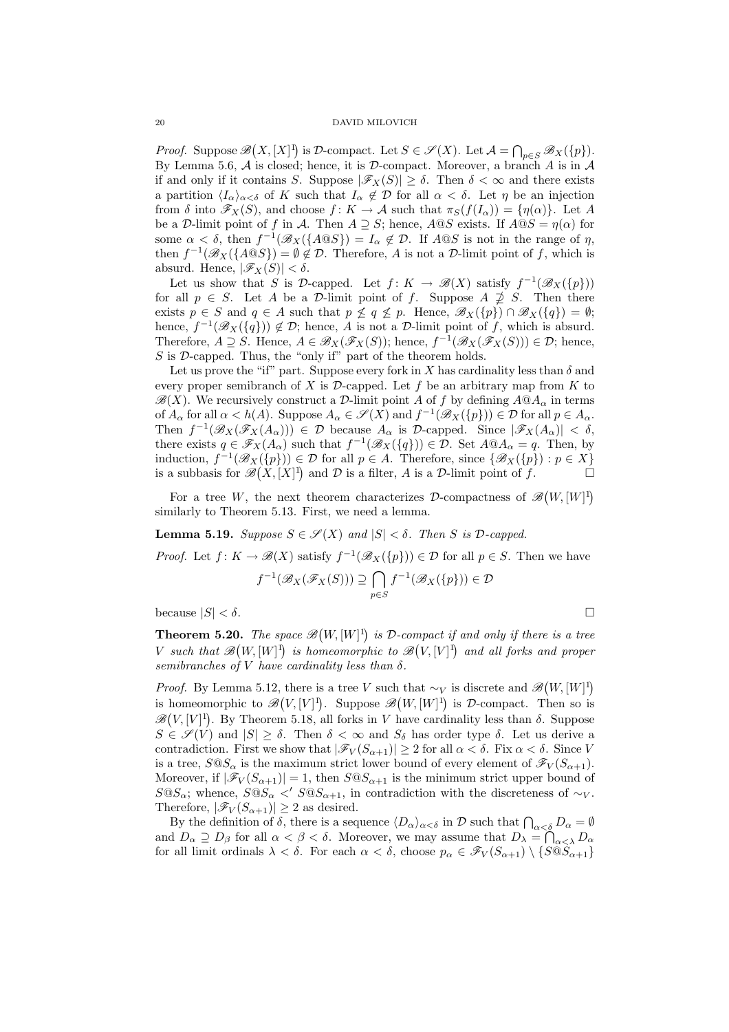*Proof.* Suppose $\mathscr{B}(X, [X]^1)$ is $\mathcal{D}$-compact. Let $S \in \mathscr{S}(X)$. Let $\mathcal{A} = \bigcap_{p \in S} \mathscr{B}_X(\{p\})$. By Lemma 5.6, $\mathcal{A}$ is closed; hence, it is $\mathcal{D}$-compact. Moreover, a branch $A$ is in $\mathcal{A}$ if and only if it contains $S$. Suppose $|\mathscr{F}_X(S)| \geq \delta$. Then $\delta < \infty$ and there exists a partition $\langle I_\alpha \rangle_{\alpha < \delta}$ of $K$ such that $I_\alpha \notin \mathcal{D}$ for all $\alpha < \delta$. Let $\eta$ be an injection from $\delta$ into $\mathscr{F}_X(S)$, and choose $f \colon K \to \mathcal{A}$ such that $\pi_S(f(I_\alpha)) = \{\eta(\alpha)\}$. Let $A$ be a $\mathcal{D}$-limit point of $f$ in $\mathcal{A}$. Then $A \supseteq S$; hence, $A@S$ exists. If $A@S = \eta(\alpha)$ for some $\alpha < \delta$, then $f^{-1}(\mathscr{B}_X(\{A@S\}) = I_\alpha \notin \mathcal{D}$. If $A@S$ is not in the range of $\eta$, then $f^{-1}(\mathscr{B}_X(\{A@S\}) = \emptyset \notin \mathcal{D}$. Therefore, $A$ is not a $\mathcal{D}$-limit point of $f$, which is absurd. Hence, $|\mathscr{F}_X(S)| < \delta$.

Let us show that $S$ is $\mathcal{D}$-capped. Let $f \colon K \to \mathscr{B}(X)$ satisfy $f^{-1}(\mathscr{B}_X(\{p\}))$ for all $p \in S$. Let $A$ be a $\mathcal{D}$-limit point of $f$. Suppose $A \not\supseteq S$. Then there exists $p \in S$ and $q \in A$ such that $p \not\leq q \not\leq p$. Hence, $\mathscr{B}_X(\{p\}) \cap \mathscr{B}_X(\{q\}) = \emptyset$; hence, $f^{-1}(\mathscr{B}_X(\{q\})) \notin \mathcal{D}$; hence, $A$ is not a $\mathcal{D}$-limit point of $f$, which is absurd. Therefore, $A \supseteq S$. Hence, $A \in \mathscr{B}_X(\mathscr{F}_X(S))$; hence, $f^{-1}(\mathscr{B}_X(\mathscr{F}_X(S))) \in \mathcal{D}$; hence, $S$ is $\mathcal{D}$-capped. Thus, the "only if" part of the theorem holds.

Let us prove the "if" part. Suppose every fork in $X$ has cardinality less than $\delta$ and every proper semibranch of $X$ is $\mathcal{D}$-capped. Let $f$ be an arbitrary map from $K$ to $\mathscr{B}(X)$. We recursively construct a $\mathcal{D}$-limit point $A$ of $f$ by defining $A@A_\alpha$ in terms of $A_\alpha$ for all $\alpha < h(A)$. Suppose $A_\alpha \in \mathscr{S}(X)$ and $f^{-1}(\mathscr{B}_X(\{p\})) \in \mathcal{D}$ for all $p \in A_\alpha$. Then $f^{-1}(\mathscr{B}_X(\mathscr{F}_X(A_\alpha))) \in \mathcal{D}$ because $A_\alpha$ is $\mathcal{D}$-capped. Since $|\mathscr{F}_X(A_\alpha)| < \delta$, there exists $q \in \mathscr{F}_X(A_\alpha)$ such that $f^{-1}(\mathscr{B}_X(\{q\})) \in \mathcal{D}$. Set $A@A_\alpha = q$. Then, by induction, $f^{-1}(\mathscr{B}_X(\{p\})) \in \mathcal{D}$ for all $p \in A$. Therefore, since $\{\mathscr{B}_X(\{p\}) : p \in X\}$ is a subbasis for $\mathscr{B}(X, [X]^1)$ and $\mathcal{D}$ is a filter, $A$ is a $\mathcal{D}$-limit point of $f$. $\square$

For a tree $W$, the next theorem characterizes $\mathcal{D}$-compactness of $\mathscr{B}(W, [W]^1)$ similarly to Theorem 5.13. First, we need a lemma.

**Lemma 5.19.** *Suppose $S \in \mathscr{S}(X)$ and $|S| < \delta$. Then $S$ is $\mathcal{D}$-capped.*

*Proof.* Let $f \colon K \to \mathscr{B}(X)$ satisfy $f^{-1}(\mathscr{B}_X(\{p\})) \in \mathcal{D}$ for all $p \in S$. Then we have

$$f^{-1}(\mathscr{B}_X(\mathscr{F}_X(S))) \supseteq \bigcap_{p \in S} f^{-1}(\mathscr{B}_X(\{p\})) \in \mathcal{D}$$

because $|S| < \delta$. $\square$

**Theorem 5.20.** *The space $\mathscr{B}(W, [W]^1)$ is $\mathcal{D}$-compact if and only if there is a tree $V$ such that $\mathscr{B}(W, [W]^1)$ is homeomorphic to $\mathscr{B}(V, [V]^1)$ and all forks and proper semibranches of $V$ have cardinality less than $\delta$.*

*Proof.* By Lemma 5.12, there is a tree $V$ such that $\sim_V$ is discrete and $\mathscr{B}(W, [W]^1)$ is homeomorphic to $\mathscr{B}(V, [V]^1)$. Suppose $\mathscr{B}(W, [W]^1)$ is $\mathcal{D}$-compact. Then so is $\mathscr{B}(V, [V]^1)$. By Theorem 5.18, all forks in $V$ have cardinality less than $\delta$. Suppose $S \in \mathscr{S}(V)$ and $|S| \geq \delta$. Then $\delta < \infty$ and $S_\delta$ has order type $\delta$. Let us derive a contradiction. First we show that $|\mathscr{F}_V(S_{\alpha+1})| \geq 2$ for all $\alpha < \delta$. Fix $\alpha < \delta$. Since $V$ is a tree, $S@S_\alpha$ is the maximum strict lower bound of every element of $\mathscr{F}_V(S_{\alpha+1})$. Moreover, if $|\mathscr{F}_V(S_{\alpha+1})| = 1$, then $S@S_{\alpha+1}$ is the minimum strict upper bound of $S@S_\alpha$; whence, $S@S_\alpha <' S@S_{\alpha+1}$, in contradiction with the discreteness of $\sim_V$. Therefore, $|\mathscr{F}_V(S_{\alpha+1})| \geq 2$ as desired.

By the definition of $\delta$, there is a sequence $\langle D_\alpha \rangle_{\alpha < \delta}$ in $\mathcal{D}$ such that $\bigcap_{\alpha < \delta} D_\alpha = \emptyset$ and $D_\alpha \supseteq D_\beta$ for all $\alpha < \beta < \delta$. Moreover, we may assume that $D_\lambda = \bigcap_{\alpha < \lambda} D_\alpha$ for all limit ordinals $\lambda < \delta$. For each $\alpha < \delta$, choose $p_\alpha \in \mathscr{F}_V(S_{\alpha+1}) \setminus \{S@S_{\alpha+1}\}$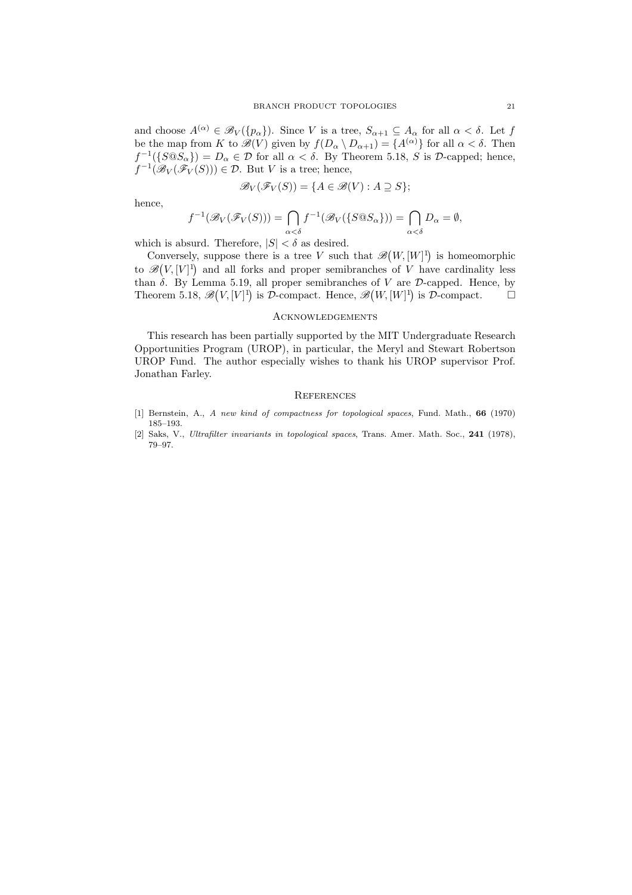and choose $A^{(\alpha)} \in \mathscr{B}_V(\{p_\alpha\})$. Since $V$ is a tree, $S_{\alpha+1} \subseteq A_\alpha$ for all $\alpha < \delta$. Let $f$ be the map from $K$ to $\mathscr{B}(V)$ given by $f(D_\alpha \setminus D_{\alpha+1}) = \{A^{(\alpha)}\}$ for all $\alpha < \delta$. Then $f^{-1}(\{S@S_\alpha\}) = D_\alpha \in \mathcal{D}$ for all $\alpha < \delta$. By Theorem 5.18, $S$ is $\mathcal{D}$-capped; hence, $f^{-1}(\mathscr{B}_V(\mathscr{F}_V(S))) \in \mathcal{D}$. But $V$ is a tree; hence,

$$\mathscr{B}_V(\mathscr{F}_V(S)) = \{A \in \mathscr{B}(V) : A \supseteq S\};$$

hence,

$$f^{-1}(\mathscr{B}_V(\mathscr{F}_V(S))) = \bigcap_{\alpha<\delta} f^{-1}(\mathscr{B}_V(\{S@S_\alpha\})) = \bigcap_{\alpha<\delta} D_\alpha = \emptyset,$$

which is absurd. Therefore, $|S| < \delta$ as desired.

Conversely, suppose there is a tree $V$ such that $\mathscr{B}(W, [W]^1)$ is homeomorphic to $\mathscr{B}(V, [V]^1)$ and all forks and proper semibranches of $V$ have cardinality less than $\delta$. By Lemma 5.19, all proper semibranches of $V$ are $\mathcal{D}$-capped. Hence, by Theorem 5.18, $\mathscr{B}(V, [V]^1)$ is $\mathcal{D}$-compact. Hence, $\mathscr{B}(W, [W]^1)$ is $\mathcal{D}$-compact. □

## Acknowledgements

This research has been partially supported by the MIT Undergraduate Research Opportunities Program (UROP), in particular, the Meryl and Stewart Robertson UROP Fund. The author especially wishes to thank his UROP supervisor Prof. Jonathan Farley.

## References

[1] Bernstein, A., *A new kind of compactness for topological spaces*, Fund. Math., **66** (1970) 185–193.

[2] Saks, V., *Ultrafilter invariants in topological spaces*, Trans. Amer. Math. Soc., **241** (1978), 79–97.